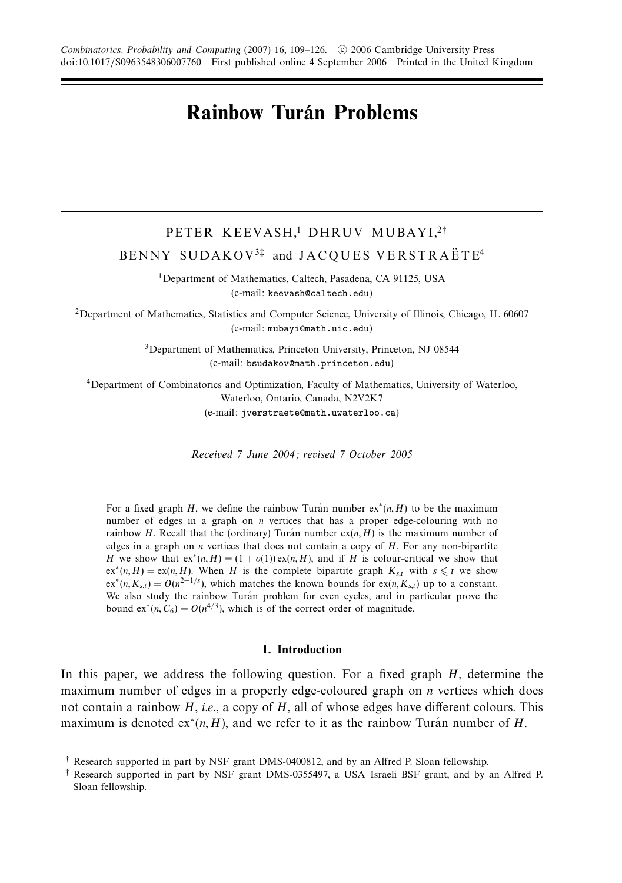# Rainbow Turán Problems

PETER KEEVASH,[1] DHRUV MUBAYI,[2†]
BENNY SUDAKOV[3‡] and JACQUES VERSTRAËTE[4]

[1]Department of Mathematics, Caltech, Pasadena, CA 91125, USA
(e-mail: keevash@caltech.edu)

[2]Department of Mathematics, Statistics and Computer Science, University of Illinois, Chicago, IL 60607
(e-mail: mubayi@math.uic.edu)

[3]Department of Mathematics, Princeton University, Princeton, NJ 08544
(e-mail: bsudakov@math.princeton.edu)

[4]Department of Combinatorics and Optimization, Faculty of Mathematics, University of Waterloo, Waterloo, Ontario, Canada, N2V2K7
(e-mail: jverstraete@math.uwaterloo.ca)

*Received 7 June 2004; revised 7 October 2005*

For a fixed graph $H$, we define the rainbow Turán number $\mathrm{ex}^*(n, H)$ to be the maximum number of edges in a graph on $n$ vertices that has a proper edge-colouring with no rainbow $H$. Recall that the (ordinary) Turán number $\mathrm{ex}(n, H)$ is the maximum number of edges in a graph on $n$ vertices that does not contain a copy of $H$. For any non-bipartite $H$ we show that $\mathrm{ex}^*(n, H) = (1 + o(1))\,\mathrm{ex}(n, H)$, and if $H$ is colour-critical we show that $\mathrm{ex}^*(n, H) = \mathrm{ex}(n, H)$. When $H$ is the complete bipartite graph $K_{s,t}$ with $s \leqslant t$ we show $\mathrm{ex}^*(n, K_{s,t}) = O(n^{2-1/s})$, which matches the known bounds for $\mathrm{ex}(n, K_{s,t})$ up to a constant. We also study the rainbow Turán problem for even cycles, and in particular prove the bound $\mathrm{ex}^*(n, C_6) = O(n^{4/3})$, which is of the correct order of magnitude.

## 1. Introduction

In this paper, we address the following question. For a fixed graph $H$, determine the maximum number of edges in a properly edge-coloured graph on $n$ vertices which does not contain a rainbow $H$, *i.e.*, a copy of $H$, all of whose edges have different colours. This maximum is denoted $\mathrm{ex}^*(n, H)$, and we refer to it as the rainbow Turán number of $H$.

† Research supported in part by NSF grant DMS-0400812, and by an Alfred P. Sloan fellowship.

‡ Research supported in part by NSF grant DMS-0355497, a USA–Israeli BSF grant, and by an Alfred P. Sloan fellowship.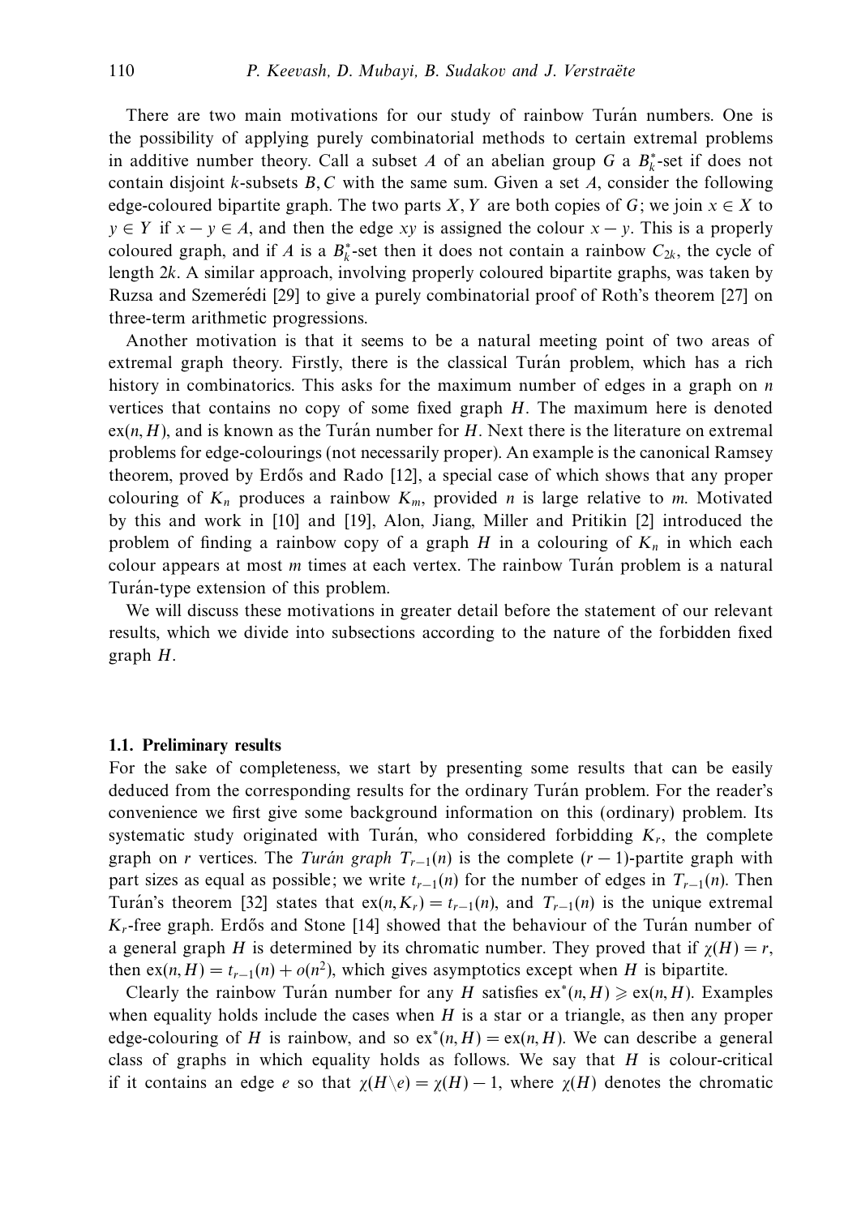There are two main motivations for our study of rainbow Turán numbers. One is the possibility of applying purely combinatorial methods to certain extremal problems in additive number theory. Call a subset $A$ of an abelian group $G$ a $B_k^*$-set if does not contain disjoint $k$-subsets $B, C$ with the same sum. Given a set $A$, consider the following edge-coloured bipartite graph. The two parts $X, Y$ are both copies of $G$; we join $x \in X$ to $y \in Y$ if $x - y \in A$, and then the edge $xy$ is assigned the colour $x - y$. This is a properly coloured graph, and if $A$ is a $B_k^*$-set then it does not contain a rainbow $C_{2k}$, the cycle of length $2k$. A similar approach, involving properly coloured bipartite graphs, was taken by Ruzsa and Szemerédi [29] to give a purely combinatorial proof of Roth's theorem [27] on three-term arithmetic progressions.

Another motivation is that it seems to be a natural meeting point of two areas of extremal graph theory. Firstly, there is the classical Turán problem, which has a rich history in combinatorics. This asks for the maximum number of edges in a graph on $n$ vertices that contains no copy of some fixed graph $H$. The maximum here is denoted $\mathrm{ex}(n, H)$, and is known as the Turán number for $H$. Next there is the literature on extremal problems for edge-colourings (not necessarily proper). An example is the canonical Ramsey theorem, proved by Erdős and Rado [12], a special case of which shows that any proper colouring of $K_n$ produces a rainbow $K_m$, provided $n$ is large relative to $m$. Motivated by this and work in [10] and [19], Alon, Jiang, Miller and Pritikin [2] introduced the problem of finding a rainbow copy of a graph $H$ in a colouring of $K_n$ in which each colour appears at most $m$ times at each vertex. The rainbow Turán problem is a natural Turán-type extension of this problem.

We will discuss these motivations in greater detail before the statement of our relevant results, which we divide into subsections according to the nature of the forbidden fixed graph $H$.

### 1.1. Preliminary results

For the sake of completeness, we start by presenting some results that can be easily deduced from the corresponding results for the ordinary Turán problem. For the reader's convenience we first give some background information on this (ordinary) problem. Its systematic study originated with Turán, who considered forbidding $K_r$, the complete graph on $r$ vertices. The *Turán graph* $T_{r-1}(n)$ is the complete $(r-1)$-partite graph with part sizes as equal as possible; we write $t_{r-1}(n)$ for the number of edges in $T_{r-1}(n)$. Then Turán's theorem [32] states that $\mathrm{ex}(n, K_r) = t_{r-1}(n)$, and $T_{r-1}(n)$ is the unique extremal $K_r$-free graph. Erdős and Stone [14] showed that the behaviour of the Turán number of a general graph $H$ is determined by its chromatic number. They proved that if $\chi(H) = r$, then $\mathrm{ex}(n, H) = t_{r-1}(n) + o(n^2)$, which gives asymptotics except when $H$ is bipartite.

Clearly the rainbow Turán number for any $H$ satisfies $\mathrm{ex}^*(n, H) \geqslant \mathrm{ex}(n, H)$. Examples when equality holds include the cases when $H$ is a star or a triangle, as then any proper edge-colouring of $H$ is rainbow, and so $\mathrm{ex}^*(n, H) = \mathrm{ex}(n, H)$. We can describe a general class of graphs in which equality holds as follows. We say that $H$ is colour-critical if it contains an edge $e$ so that $\chi(H \backslash e) = \chi(H) - 1$, where $\chi(H)$ denotes the chromatic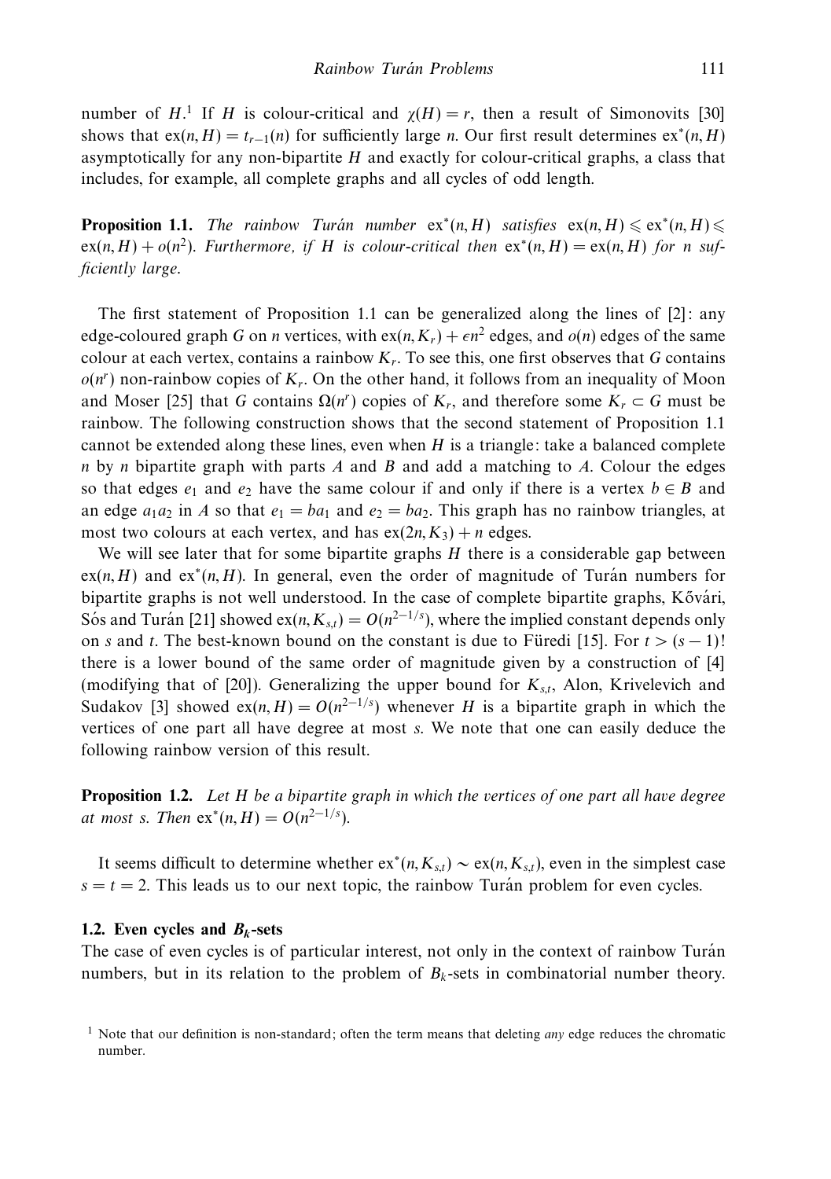number of $H$.[1] If $H$ is colour-critical and $\chi(H) = r$, then a result of Simonovits [30] shows that $\mathrm{ex}(n, H) = t_{r-1}(n)$ for sufficiently large $n$. Our first result determines $\mathrm{ex}^*(n, H)$ asymptotically for any non-bipartite $H$ and exactly for colour-critical graphs, a class that includes, for example, all complete graphs and all cycles of odd length.

**Proposition 1.1.** *The rainbow Turán number $\mathrm{ex}^*(n, H)$ satisfies $\mathrm{ex}(n, H) \leqslant \mathrm{ex}^*(n, H) \leqslant \mathrm{ex}(n, H) + o(n^2)$. Furthermore, if $H$ is colour-critical then $\mathrm{ex}^*(n, H) = \mathrm{ex}(n, H)$ for $n$ sufficiently large.*

The first statement of Proposition 1.1 can be generalized along the lines of [2]: any edge-coloured graph $G$ on $n$ vertices, with $\mathrm{ex}(n, K_r) + \epsilon n^2$ edges, and $o(n)$ edges of the same colour at each vertex, contains a rainbow $K_r$. To see this, one first observes that $G$ contains $o(n^r)$ non-rainbow copies of $K_r$. On the other hand, it follows from an inequality of Moon and Moser [25] that $G$ contains $\Omega(n^r)$ copies of $K_r$, and therefore some $K_r \subset G$ must be rainbow. The following construction shows that the second statement of Proposition 1.1 cannot be extended along these lines, even when $H$ is a triangle: take a balanced complete $n$ by $n$ bipartite graph with parts $A$ and $B$ and add a matching to $A$. Colour the edges so that edges $e_1$ and $e_2$ have the same colour if and only if there is a vertex $b \in B$ and an edge $a_1a_2$ in $A$ so that $e_1 = ba_1$ and $e_2 = ba_2$. This graph has no rainbow triangles, at most two colours at each vertex, and has $\mathrm{ex}(2n, K_3) + n$ edges.

We will see later that for some bipartite graphs $H$ there is a considerable gap between $\mathrm{ex}(n, H)$ and $\mathrm{ex}^*(n, H)$. In general, even the order of magnitude of Turán numbers for bipartite graphs is not well understood. In the case of complete bipartite graphs, Kővári, Sós and Turán [21] showed $\mathrm{ex}(n, K_{s,t}) = O(n^{2-1/s})$, where the implied constant depends only on $s$ and $t$. The best-known bound on the constant is due to Füredi [15]. For $t > (s-1)!$ there is a lower bound of the same order of magnitude given by a construction of [4] (modifying that of [20]). Generalizing the upper bound for $K_{s,t}$, Alon, Krivelevich and Sudakov [3] showed $\mathrm{ex}(n, H) = O(n^{2-1/s})$ whenever $H$ is a bipartite graph in which the vertices of one part all have degree at most $s$. We note that one can easily deduce the following rainbow version of this result.

**Proposition 1.2.** *Let $H$ be a bipartite graph in which the vertices of one part all have degree at most $s$. Then $\mathrm{ex}^*(n, H) = O(n^{2-1/s})$.*

It seems difficult to determine whether $\mathrm{ex}^*(n, K_{s,t}) \sim \mathrm{ex}(n, K_{s,t})$, even in the simplest case $s = t = 2$. This leads us to our next topic, the rainbow Turán problem for even cycles.

### 1.2. Even cycles and $B_k$-sets

The case of even cycles is of particular interest, not only in the context of rainbow Turán numbers, but in its relation to the problem of $B_k$-sets in combinatorial number theory.

[1] Note that our definition is non-standard; often the term means that deleting *any* edge reduces the chromatic number.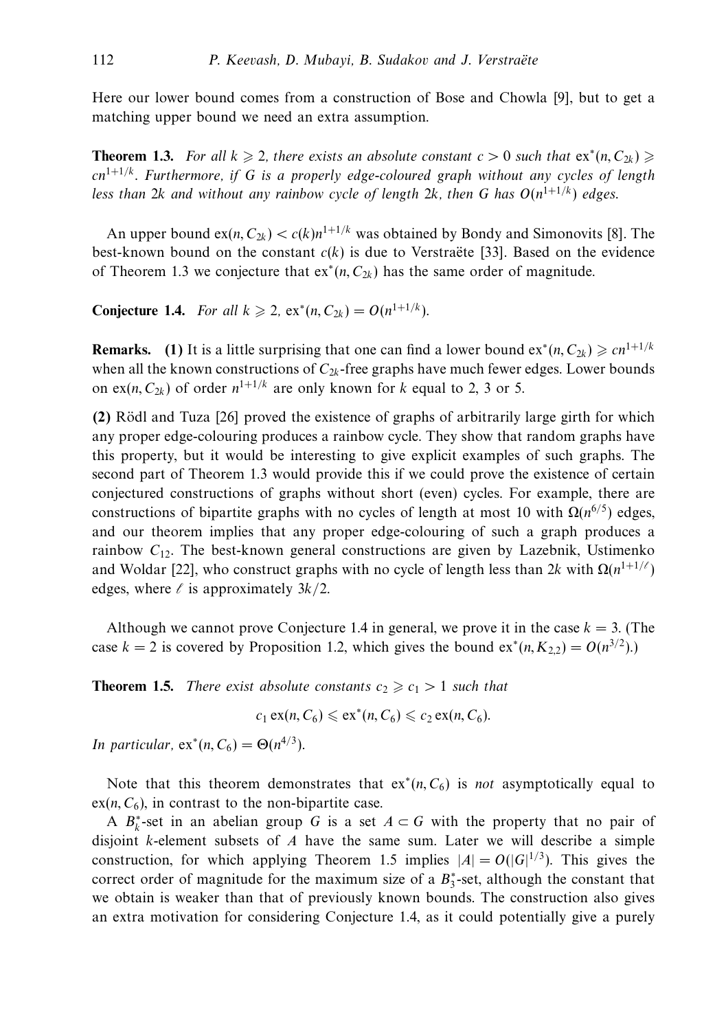Here our lower bound comes from a construction of Bose and Chowla [9], but to get a matching upper bound we need an extra assumption.

**Theorem 1.3.** *For all $k \geqslant 2$, there exists an absolute constant $c > 0$ such that $\mathrm{ex}^*(n, C_{2k}) \geqslant cn^{1+1/k}$. Furthermore, if $G$ is a properly edge-coloured graph without any cycles of length less than $2k$ and without any rainbow cycle of length $2k$, then $G$ has $O(n^{1+1/k})$ edges.*

An upper bound $\mathrm{ex}(n, C_{2k}) < c(k)n^{1+1/k}$ was obtained by Bondy and Simonovits [8]. The best-known bound on the constant $c(k)$ is due to Verstraëte [33]. Based on the evidence of Theorem 1.3 we conjecture that $\mathrm{ex}^*(n, C_{2k})$ has the same order of magnitude.

**Conjecture 1.4.** *For all $k \geqslant 2$, $\mathrm{ex}^*(n, C_{2k}) = O(n^{1+1/k})$.*

**Remarks.** **(1)** It is a little surprising that one can find a lower bound $\mathrm{ex}^*(n, C_{2k}) \geqslant cn^{1+1/k}$ when all the known constructions of $C_{2k}$-free graphs have much fewer edges. Lower bounds on $\mathrm{ex}(n, C_{2k})$ of order $n^{1+1/k}$ are only known for $k$ equal to 2, 3 or 5.

**(2)** Rödl and Tuza [26] proved the existence of graphs of arbitrarily large girth for which any proper edge-colouring produces a rainbow cycle. They show that random graphs have this property, but it would be interesting to give explicit examples of such graphs. The second part of Theorem 1.3 would provide this if we could prove the existence of certain conjectured constructions of graphs without short (even) cycles. For example, there are constructions of bipartite graphs with no cycles of length at most 10 with $\Omega(n^{6/5})$ edges, and our theorem implies that any proper edge-colouring of such a graph produces a rainbow $C_{12}$. The best-known general constructions are given by Lazebnik, Ustimenko and Woldar [22], who construct graphs with no cycle of length less than $2k$ with $\Omega(n^{1+1/\ell})$ edges, where $\ell$ is approximately $3k/2$.

Although we cannot prove Conjecture 1.4 in general, we prove it in the case $k = 3$. (The case $k = 2$ is covered by Proposition 1.2, which gives the bound $\mathrm{ex}^*(n, K_{2,2}) = O(n^{3/2})$.)

**Theorem 1.5.** *There exist absolute constants $c_2 \geqslant c_1 > 1$ such that*

$$c_1\,\mathrm{ex}(n, C_6) \leqslant \mathrm{ex}^*(n, C_6) \leqslant c_2\,\mathrm{ex}(n, C_6).$$

*In particular, $\mathrm{ex}^*(n, C_6) = \Theta(n^{4/3})$.*

Note that this theorem demonstrates that $\mathrm{ex}^*(n, C_6)$ is *not* asymptotically equal to $\mathrm{ex}(n, C_6)$, in contrast to the non-bipartite case.

A $B_k^*$-set in an abelian group $G$ is a set $A \subset G$ with the property that no pair of disjoint $k$-element subsets of $A$ have the same sum. Later we will describe a simple construction, for which applying Theorem 1.5 implies $|A| = O(|G|^{1/3})$. This gives the correct order of magnitude for the maximum size of a $B_3^*$-set, although the constant that we obtain is weaker than that of previously known bounds. The construction also gives an extra motivation for considering Conjecture 1.4, as it could potentially give a purely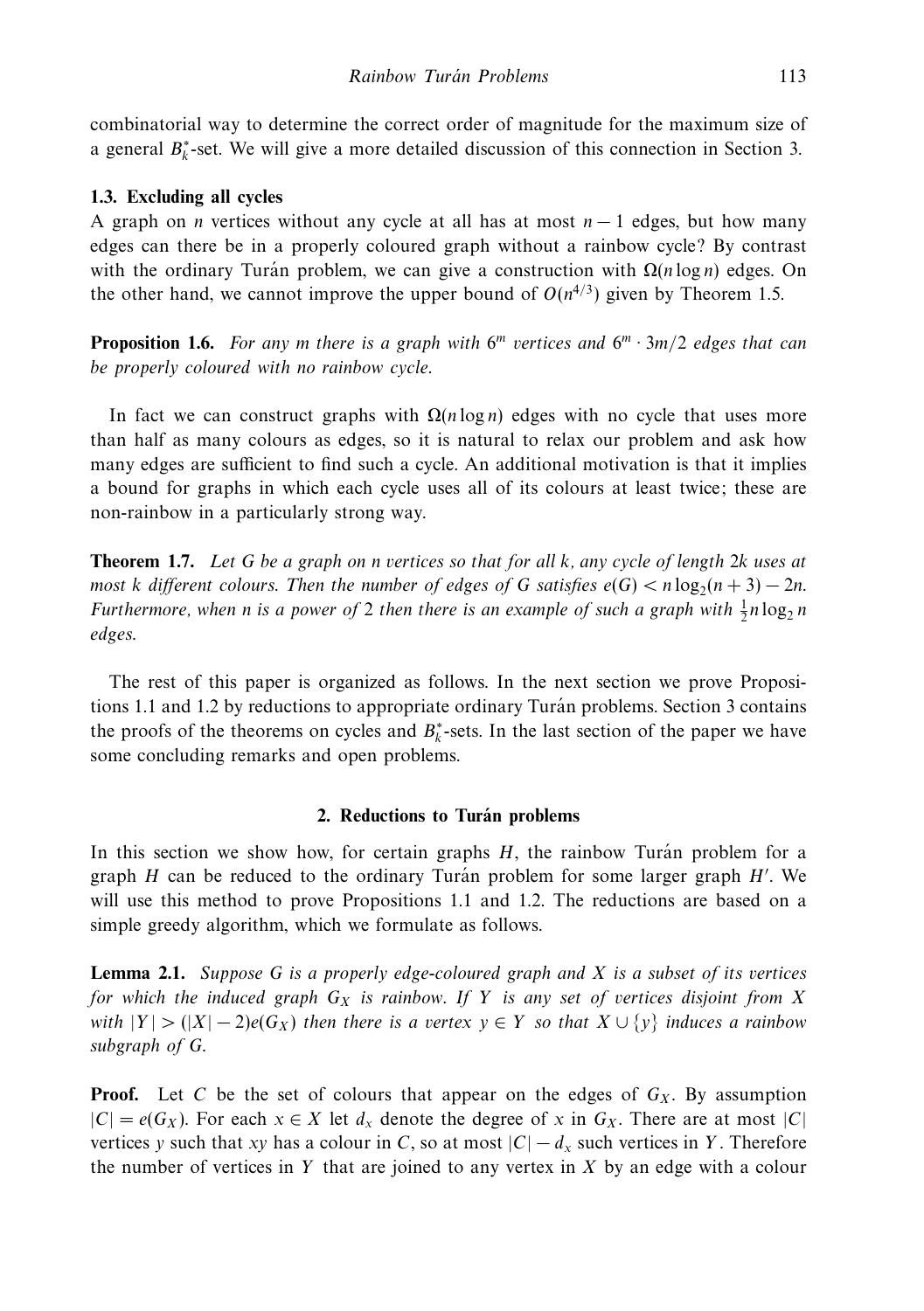combinatorial way to determine the correct order of magnitude for the maximum size of a general $B_k^*$-set. We will give a more detailed discussion of this connection in Section 3.

### 1.3. Excluding all cycles

A graph on $n$ vertices without any cycle at all has at most $n-1$ edges, but how many edges can there be in a properly coloured graph without a rainbow cycle? By contrast with the ordinary Turán problem, we can give a construction with $\Omega(n \log n)$ edges. On the other hand, we cannot improve the upper bound of $O(n^{4/3})$ given by Theorem 1.5.

**Proposition 1.6.** *For any $m$ there is a graph with $6^m$ vertices and $6^m \cdot 3m/2$ edges that can be properly coloured with no rainbow cycle.*

In fact we can construct graphs with $\Omega(n \log n)$ edges with no cycle that uses more than half as many colours as edges, so it is natural to relax our problem and ask how many edges are sufficient to find such a cycle. An additional motivation is that it implies a bound for graphs in which each cycle uses all of its colours at least twice; these are non-rainbow in a particularly strong way.

**Theorem 1.7.** *Let $G$ be a graph on $n$ vertices so that for all $k$, any cycle of length $2k$ uses at most $k$ different colours. Then the number of edges of $G$ satisfies $e(G) < n \log_2(n+3) - 2n$. Furthermore, when $n$ is a power of 2 then there is an example of such a graph with $\frac{1}{2} n \log_2 n$ edges.*

The rest of this paper is organized as follows. In the next section we prove Propositions 1.1 and 1.2 by reductions to appropriate ordinary Turán problems. Section 3 contains the proofs of the theorems on cycles and $B_k^*$-sets. In the last section of the paper we have some concluding remarks and open problems.

## 2. Reductions to Turán problems

In this section we show how, for certain graphs $H$, the rainbow Turán problem for a graph $H$ can be reduced to the ordinary Turán problem for some larger graph $H'$. We will use this method to prove Propositions 1.1 and 1.2. The reductions are based on a simple greedy algorithm, which we formulate as follows.

**Lemma 2.1.** *Suppose $G$ is a properly edge-coloured graph and $X$ is a subset of its vertices for which the induced graph $G_X$ is rainbow. If $Y$ is any set of vertices disjoint from $X$ with $|Y| > (|X|-2)e(G_X)$ then there is a vertex $y \in Y$ so that $X \cup \{y\}$ induces a rainbow subgraph of $G$.*

**Proof.** Let $C$ be the set of colours that appear on the edges of $G_X$. By assumption $|C| = e(G_X)$. For each $x \in X$ let $d_x$ denote the degree of $x$ in $G_X$. There are at most $|C|$ vertices $y$ such that $xy$ has a colour in $C$, so at most $|C| - d_x$ such vertices in $Y$. Therefore the number of vertices in $Y$ that are joined to any vertex in $X$ by an edge with a colour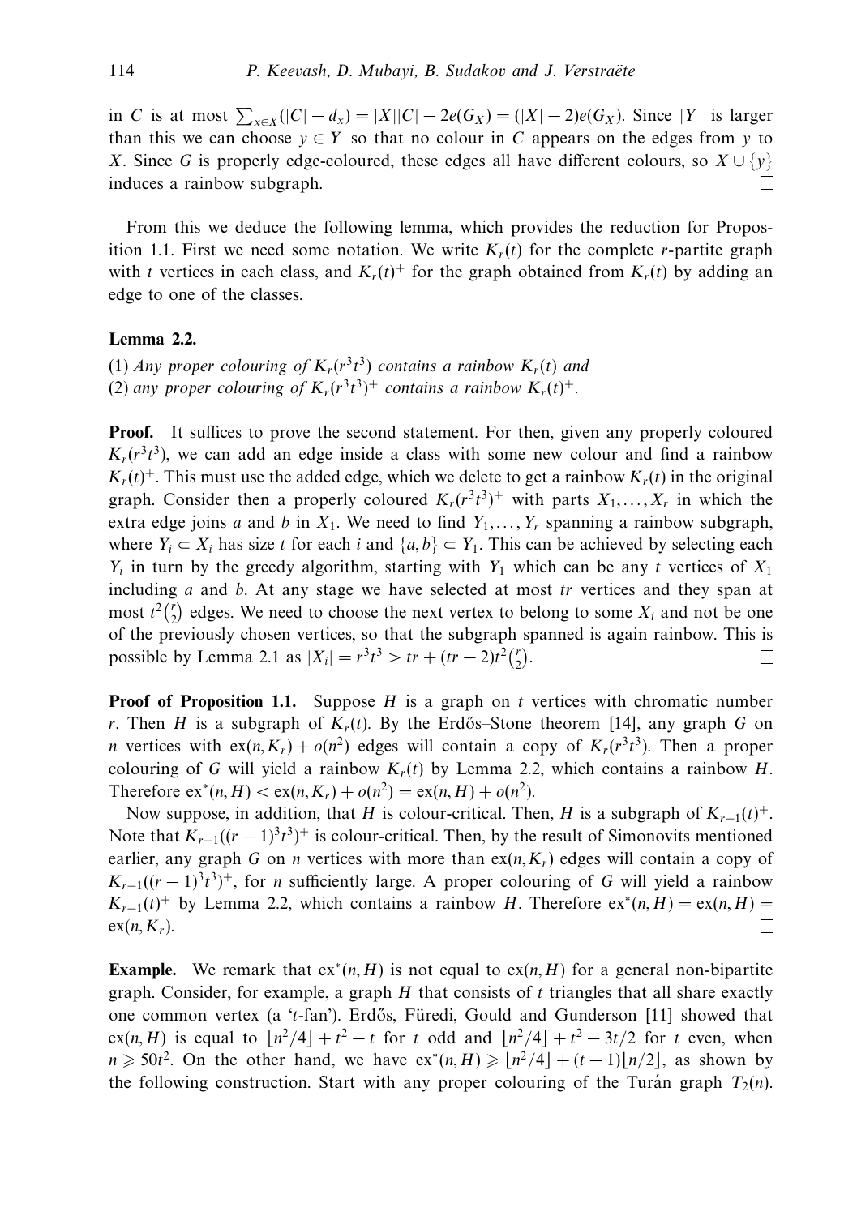in $C$ is at most $\sum_{x \in X}(|C| - d_x) = |X||C| - 2e(G_X) = (|X| - 2)e(G_X)$. Since $|Y|$ is larger than this we can choose $y \in Y$ so that no colour in $C$ appears on the edges from $y$ to $X$. Since $G$ is properly edge-coloured, these edges all have different colours, so $X \cup \{y\}$ induces a rainbow subgraph. □

From this we deduce the following lemma, which provides the reduction for Proposition 1.1. First we need some notation. We write $K_r(t)$ for the complete $r$-partite graph with $t$ vertices in each class, and $K_r(t)^+$ for the graph obtained from $K_r(t)$ by adding an edge to one of the classes.

**Lemma 2.2.**

(1) *Any proper colouring of $K_r(r^3t^3)$ contains a rainbow $K_r(t)$ and*
(2) *any proper colouring of $K_r(r^3t^3)^+$ contains a rainbow $K_r(t)^+$.*

**Proof.** It suffices to prove the second statement. For then, given any properly coloured $K_r(r^3t^3)$, we can add an edge inside a class with some new colour and find a rainbow $K_r(t)^+$. This must use the added edge, which we delete to get a rainbow $K_r(t)$ in the original graph. Consider then a properly coloured $K_r(r^3t^3)^+$ with parts $X_1, \ldots, X_r$ in which the extra edge joins $a$ and $b$ in $X_1$. We need to find $Y_1, \ldots, Y_r$ spanning a rainbow subgraph, where $Y_i \subset X_i$ has size $t$ for each $i$ and $\{a, b\} \subset Y_1$. This can be achieved by selecting each $Y_i$ in turn by the greedy algorithm, starting with $Y_1$ which can be any $t$ vertices of $X_1$ including $a$ and $b$. At any stage we have selected at most $tr$ vertices and they span at most $t^2\binom{r}{2}$ edges. We need to choose the next vertex to belong to some $X_i$ and not be one of the previously chosen vertices, so that the subgraph spanned is again rainbow. This is possible by Lemma 2.1 as $|X_i| = r^3t^3 > tr + (tr-2)t^2\binom{r}{2}$. □

**Proof of Proposition 1.1.** Suppose $H$ is a graph on $t$ vertices with chromatic number $r$. Then $H$ is a subgraph of $K_r(t)$. By the Erdős–Stone theorem [14], any graph $G$ on $n$ vertices with $\mathrm{ex}(n, K_r) + o(n^2)$ edges will contain a copy of $K_r(r^3t^3)$. Then a proper colouring of $G$ will yield a rainbow $K_r(t)$ by Lemma 2.2, which contains a rainbow $H$. Therefore $\mathrm{ex}^*(n, H) < \mathrm{ex}(n, K_r) + o(n^2) = \mathrm{ex}(n, H) + o(n^2)$.

Now suppose, in addition, that $H$ is colour-critical. Then, $H$ is a subgraph of $K_{r-1}(t)^+$. Note that $K_{r-1}((r-1)^3t^3)^+$ is colour-critical. Then, by the result of Simonovits mentioned earlier, any graph $G$ on $n$ vertices with more than $\mathrm{ex}(n, K_r)$ edges will contain a copy of $K_{r-1}((r-1)^3t^3)^+$, for $n$ sufficiently large. A proper colouring of $G$ will yield a rainbow $K_{r-1}(t)^+$ by Lemma 2.2, which contains a rainbow $H$. Therefore $\mathrm{ex}^*(n, H) = \mathrm{ex}(n, H) = \mathrm{ex}(n, K_r)$. □

**Example.** We remark that $\mathrm{ex}^*(n, H)$ is not equal to $\mathrm{ex}(n, H)$ for a general non-bipartite graph. Consider, for example, a graph $H$ that consists of $t$ triangles that all share exactly one common vertex (a '$t$-fan'). Erdős, Füredi, Gould and Gunderson [11] showed that $\mathrm{ex}(n, H)$ is equal to $\lfloor n^2/4 \rfloor + t^2 - t$ for $t$ odd and $\lfloor n^2/4 \rfloor + t^2 - 3t/2$ for $t$ even, when $n \geqslant 50t^2$. On the other hand, we have $\mathrm{ex}^*(n, H) \geqslant \lfloor n^2/4 \rfloor + (t-1)\lfloor n/2 \rfloor$, as shown by the following construction. Start with any proper colouring of the Turán graph $T_2(n)$.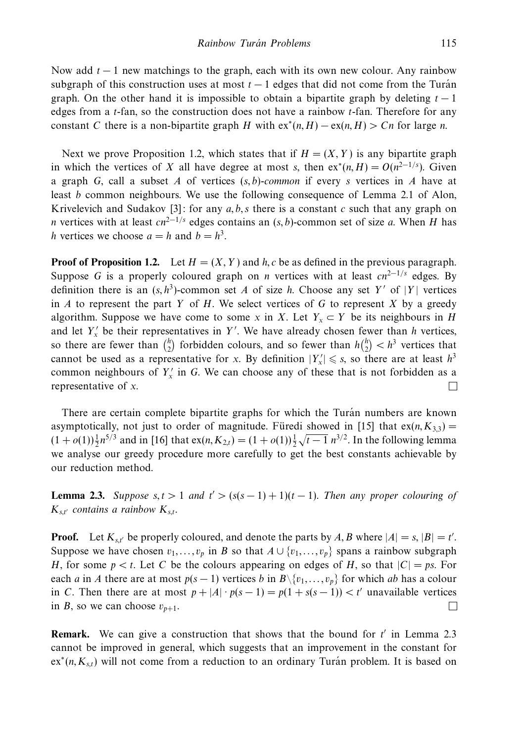Now add $t-1$ new matchings to the graph, each with its own new colour. Any rainbow subgraph of this construction uses at most $t-1$ edges that did not come from the Turán graph. On the other hand it is impossible to obtain a bipartite graph by deleting $t-1$ edges from a $t$-fan, so the construction does not have a rainbow $t$-fan. Therefore for any constant $C$ there is a non-bipartite graph $H$ with $\text{ex}^*(n, H) - \text{ex}(n, H) > Cn$ for large $n$.

Next we prove Proposition 1.2, which states that if $H = (X, Y)$ is any bipartite graph in which the vertices of $X$ all have degree at most $s$, then $\text{ex}^*(n, H) = O(n^{2-1/s})$. Given a graph $G$, call a subset $A$ of vertices $(s, b)$-*common* if every $s$ vertices in $A$ have at least $b$ common neighbours. We use the following consequence of Lemma 2.1 of Alon, Krivelevich and Sudakov [3]: for any $a, b, s$ there is a constant $c$ such that any graph on $n$ vertices with at least $cn^{2-1/s}$ edges contains an $(s, b)$-common set of size $a$. When $H$ has $h$ vertices we choose $a = h$ and $b = h^3$.

**Proof of Proposition 1.2.** Let $H = (X, Y)$ and $h, c$ be as defined in the previous paragraph. Suppose $G$ is a properly coloured graph on $n$ vertices with at least $cn^{2-1/s}$ edges. By definition there is an $(s, h^3)$-common set $A$ of size $h$. Choose any set $Y'$ of $|Y|$ vertices in $A$ to represent the part $Y$ of $H$. We select vertices of $G$ to represent $X$ by a greedy algorithm. Suppose we have come to some $x$ in $X$. Let $Y_x \subset Y$ be its neighbours in $H$ and let $Y'_x$ be their representatives in $Y'$. We have already chosen fewer than $h$ vertices, so there are fewer than $\binom{h}{2}$ forbidden colours, and so fewer than $h\binom{h}{2} < h^3$ vertices that cannot be used as a representative for $x$. By definition $|Y'_x| \leqslant s$, so there are at least $h^3$ common neighbours of $Y'_x$ in $G$. We can choose any of these that is not forbidden as a representative of $x$. $\square$

There are certain complete bipartite graphs for which the Turán numbers are known asymptotically, not just to order of magnitude. Füredi showed in [15] that $\text{ex}(n, K_{3,3}) = (1 + o(1))\frac{1}{2}n^{5/3}$ and in [16] that $\text{ex}(n, K_{2,t}) = (1 + o(1))\frac{1}{2}\sqrt{t-1}\, n^{3/2}$. In the following lemma we analyse our greedy procedure more carefully to get the best constants achievable by our reduction method.

**Lemma 2.3.** *Suppose $s, t > 1$ and $t' > (s(s-1)+1)(t-1)$. Then any proper colouring of $K_{s,t'}$ contains a rainbow $K_{s,t}$.*

**Proof.** Let $K_{s,t'}$ be properly coloured, and denote the parts by $A, B$ where $|A| = s$, $|B| = t'$. Suppose we have chosen $v_1, \ldots, v_p$ in $B$ so that $A \cup \{v_1, \ldots, v_p\}$ spans a rainbow subgraph $H$, for some $p < t$. Let $C$ be the colours appearing on edges of $H$, so that $|C| = ps$. For each $a$ in $A$ there are at most $p(s-1)$ vertices $b$ in $B \backslash \{v_1, \ldots, v_p\}$ for which $ab$ has a colour in $C$. Then there are at most $p + |A| \cdot p(s-1) = p(1 + s(s-1)) < t'$ unavailable vertices in $B$, so we can choose $v_{p+1}$. $\square$

**Remark.** We can give a construction that shows that the bound for $t'$ in Lemma 2.3 cannot be improved in general, which suggests that an improvement in the constant for $\text{ex}^*(n, K_{s,t})$ will not come from a reduction to an ordinary Turán problem. It is based on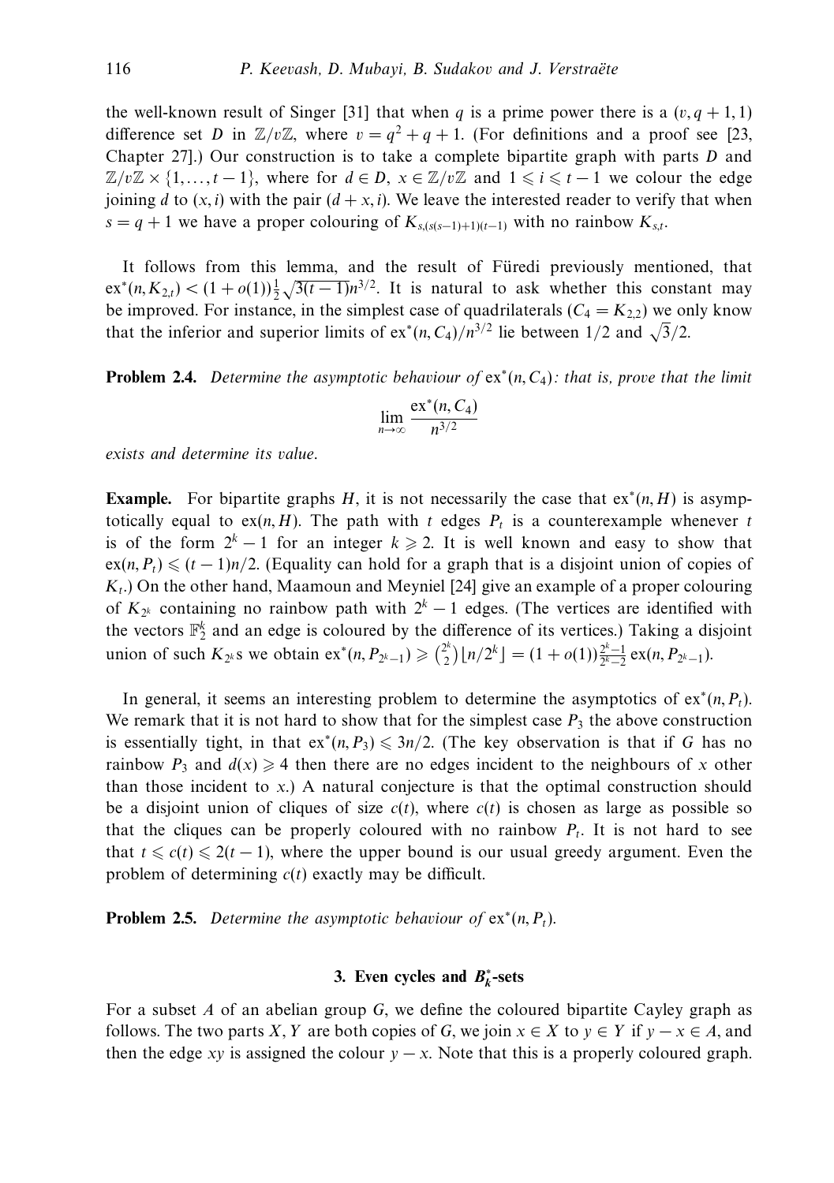the well-known result of Singer [31] that when $q$ is a prime power there is a $(v, q+1, 1)$ difference set $D$ in $\mathbb{Z}/v\mathbb{Z}$, where $v = q^2 + q + 1$. (For definitions and a proof see [23, Chapter 27].) Our construction is to take a complete bipartite graph with parts $D$ and $\mathbb{Z}/v\mathbb{Z} \times \{1, \ldots, t-1\}$, where for $d \in D$, $x \in \mathbb{Z}/v\mathbb{Z}$ and $1 \leqslant i \leqslant t-1$ we colour the edge joining $d$ to $(x, i)$ with the pair $(d + x, i)$. We leave the interested reader to verify that when $s = q + 1$ we have a proper colouring of $K_{s,(s(s-1)+1)(t-1)}$ with no rainbow $K_{s,t}$.

It follows from this lemma, and the result of Füredi previously mentioned, that $\mathrm{ex}^*(n, K_{2,t}) < (1 + o(1))\frac{1}{2}\sqrt{3(t-1)}n^{3/2}$. It is natural to ask whether this constant may be improved. For instance, in the simplest case of quadrilaterals ($C_4 = K_{2,2}$) we only know that the inferior and superior limits of $\mathrm{ex}^*(n, C_4)/n^{3/2}$ lie between $1/2$ and $\sqrt{3}/2$.

**Problem 2.4.** *Determine the asymptotic behaviour of* $\mathrm{ex}^*(n, C_4)$*: that is, prove that the limit*

$$\lim_{n \to \infty} \frac{\mathrm{ex}^*(n, C_4)}{n^{3/2}}$$

*exists and determine its value.*

**Example.** For bipartite graphs $H$, it is not necessarily the case that $\mathrm{ex}^*(n, H)$ is asymptotically equal to $\mathrm{ex}(n, H)$. The path with $t$ edges $P_t$ is a counterexample whenever $t$ is of the form $2^k - 1$ for an integer $k \geqslant 2$. It is well known and easy to show that $\mathrm{ex}(n, P_t) \leqslant (t-1)n/2$. (Equality can hold for a graph that is a disjoint union of copies of $K_t$.) On the other hand, Maamoun and Meyniel [24] give an example of a proper colouring of $K_{2^k}$ containing no rainbow path with $2^k - 1$ edges. (The vertices are identified with the vectors $\mathbb{F}_2^k$ and an edge is coloured by the difference of its vertices.) Taking a disjoint union of such $K_{2^k}$s we obtain $\mathrm{ex}^*(n, P_{2^k-1}) \geqslant \binom{2^k}{2}\lfloor n/2^k \rfloor = (1 + o(1))\frac{2^k-1}{2^k-2}\,\mathrm{ex}(n, P_{2^k-1})$.

In general, it seems an interesting problem to determine the asymptotics of $\mathrm{ex}^*(n, P_t)$. We remark that it is not hard to show that for the simplest case $P_3$ the above construction is essentially tight, in that $\mathrm{ex}^*(n, P_3) \leqslant 3n/2$. (The key observation is that if $G$ has no rainbow $P_3$ and $d(x) \geqslant 4$ then there are no edges incident to the neighbours of $x$ other than those incident to $x$.) A natural conjecture is that the optimal construction should be a disjoint union of cliques of size $c(t)$, where $c(t)$ is chosen as large as possible so that the cliques can be properly coloured with no rainbow $P_t$. It is not hard to see that $t \leqslant c(t) \leqslant 2(t-1)$, where the upper bound is our usual greedy argument. Even the problem of determining $c(t)$ exactly may be difficult.

**Problem 2.5.** *Determine the asymptotic behaviour of* $\mathrm{ex}^*(n, P_t)$.

## 3. Even cycles and $B_k^*$-sets

For a subset $A$ of an abelian group $G$, we define the coloured bipartite Cayley graph as follows. The two parts $X, Y$ are both copies of $G$, we join $x \in X$ to $y \in Y$ if $y - x \in A$, and then the edge $xy$ is assigned the colour $y - x$. Note that this is a properly coloured graph.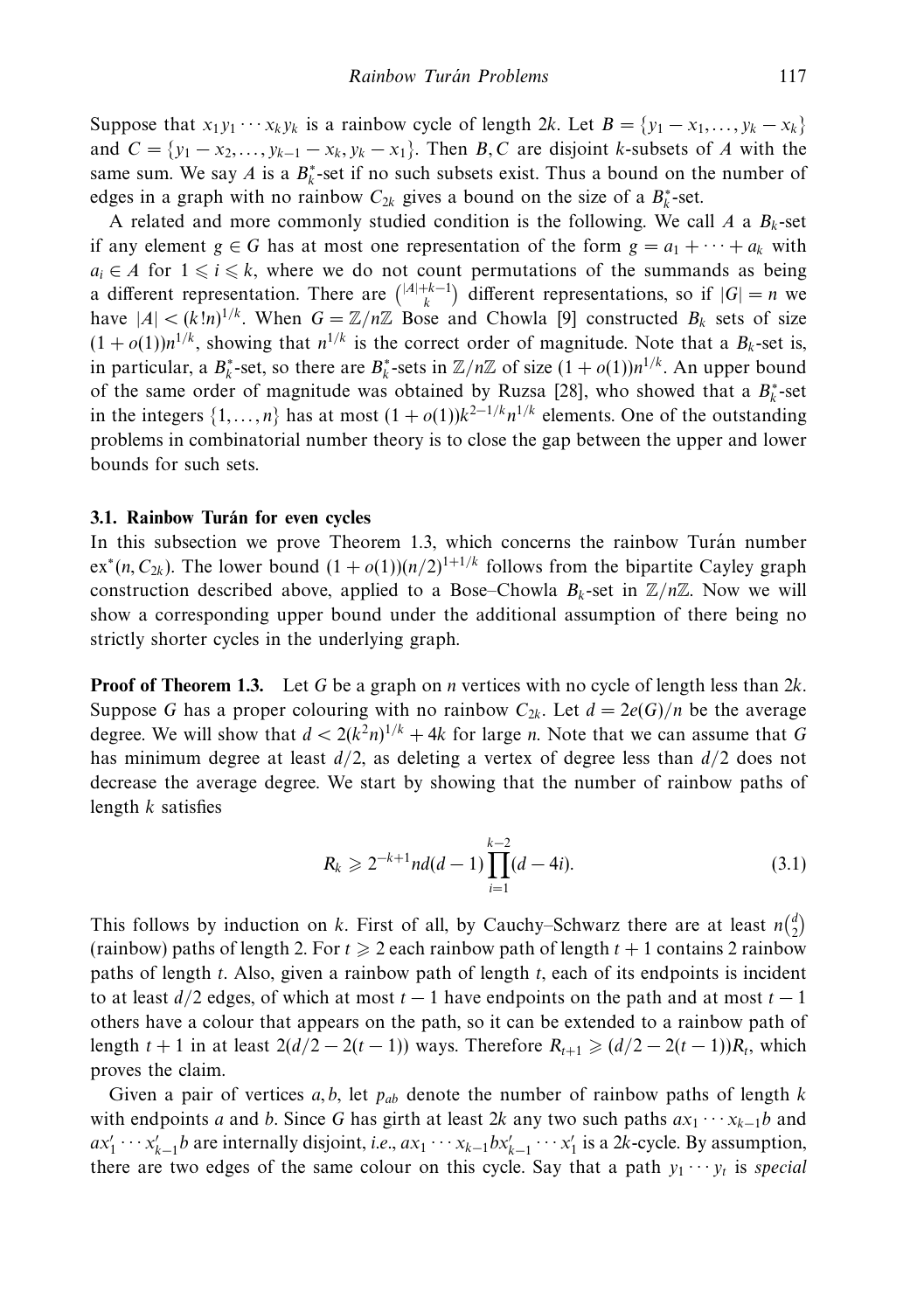Suppose that $x_1y_1 \cdots x_ky_k$ is a rainbow cycle of length $2k$. Let $B = \{y_1 - x_1, \ldots, y_k - x_k\}$ and $C = \{y_1 - x_2, \ldots, y_{k-1} - x_k, y_k - x_1\}$. Then $B, C$ are disjoint $k$-subsets of $A$ with the same sum. We say $A$ is a $B_k^*$-set if no such subsets exist. Thus a bound on the number of edges in a graph with no rainbow $C_{2k}$ gives a bound on the size of a $B_k^*$-set.

A related and more commonly studied condition is the following. We call $A$ a $B_k$-set if any element $g \in G$ has at most one representation of the form $g = a_1 + \cdots + a_k$ with $a_i \in A$ for $1 \leqslant i \leqslant k$, where we do not count permutations of the summands as being a different representation. There are $\binom{|A|+k-1}{k}$ different representations, so if $|G| = n$ we have $|A| < (k!n)^{1/k}$. When $G = \mathbb{Z}/n\mathbb{Z}$ Bose and Chowla [9] constructed $B_k$ sets of size $(1+o(1))n^{1/k}$, showing that $n^{1/k}$ is the correct order of magnitude. Note that a $B_k$-set is, in particular, a $B_k^*$-set, so there are $B_k^*$-sets in $\mathbb{Z}/n\mathbb{Z}$ of size $(1+o(1))n^{1/k}$. An upper bound of the same order of magnitude was obtained by Ruzsa [28], who showed that a $B_k^*$-set in the integers $\{1, \ldots, n\}$ has at most $(1+o(1))k^{2-1/k}n^{1/k}$ elements. One of the outstanding problems in combinatorial number theory is to close the gap between the upper and lower bounds for such sets.

### 3.1. Rainbow Turán for even cycles

In this subsection we prove Theorem 1.3, which concerns the rainbow Turán number $\mathrm{ex}^*(n, C_{2k})$. The lower bound $(1+o(1))(n/2)^{1+1/k}$ follows from the bipartite Cayley graph construction described above, applied to a Bose–Chowla $B_k$-set in $\mathbb{Z}/n\mathbb{Z}$. Now we will show a corresponding upper bound under the additional assumption of there being no strictly shorter cycles in the underlying graph.

**Proof of Theorem 1.3.** Let $G$ be a graph on $n$ vertices with no cycle of length less than $2k$. Suppose $G$ has a proper colouring with no rainbow $C_{2k}$. Let $d = 2e(G)/n$ be the average degree. We will show that $d < 2(k^2n)^{1/k} + 4k$ for large $n$. Note that we can assume that $G$ has minimum degree at least $d/2$, as deleting a vertex of degree less than $d/2$ does not decrease the average degree. We start by showing that the number of rainbow paths of length $k$ satisfies

$$R_k \geqslant 2^{-k+1}nd(d-1)\prod_{i=1}^{k-2}(d-4i). \tag{3.1}$$

This follows by induction on $k$. First of all, by Cauchy–Schwarz there are at least $n\binom{d}{2}$ (rainbow) paths of length 2. For $t \geqslant 2$ each rainbow path of length $t+1$ contains 2 rainbow paths of length $t$. Also, given a rainbow path of length $t$, each of its endpoints is incident to at least $d/2$ edges, of which at most $t-1$ have endpoints on the path and at most $t-1$ others have a colour that appears on the path, so it can be extended to a rainbow path of length $t+1$ in at least $2(d/2 - 2(t-1))$ ways. Therefore $R_{t+1} \geqslant (d/2 - 2(t-1))R_t$, which proves the claim.

Given a pair of vertices $a, b$, let $p_{ab}$ denote the number of rainbow paths of length $k$ with endpoints $a$ and $b$. Since $G$ has girth at least $2k$ any two such paths $ax_1 \cdots x_{k-1}b$ and $ax_1' \cdots x_{k-1}'b$ are internally disjoint, *i.e.*, $ax_1 \cdots x_{k-1}bx_{k-1}' \cdots x_1'$ is a $2k$-cycle. By assumption, there are two edges of the same colour on this cycle. Say that a path $y_1 \cdots y_t$ is *special*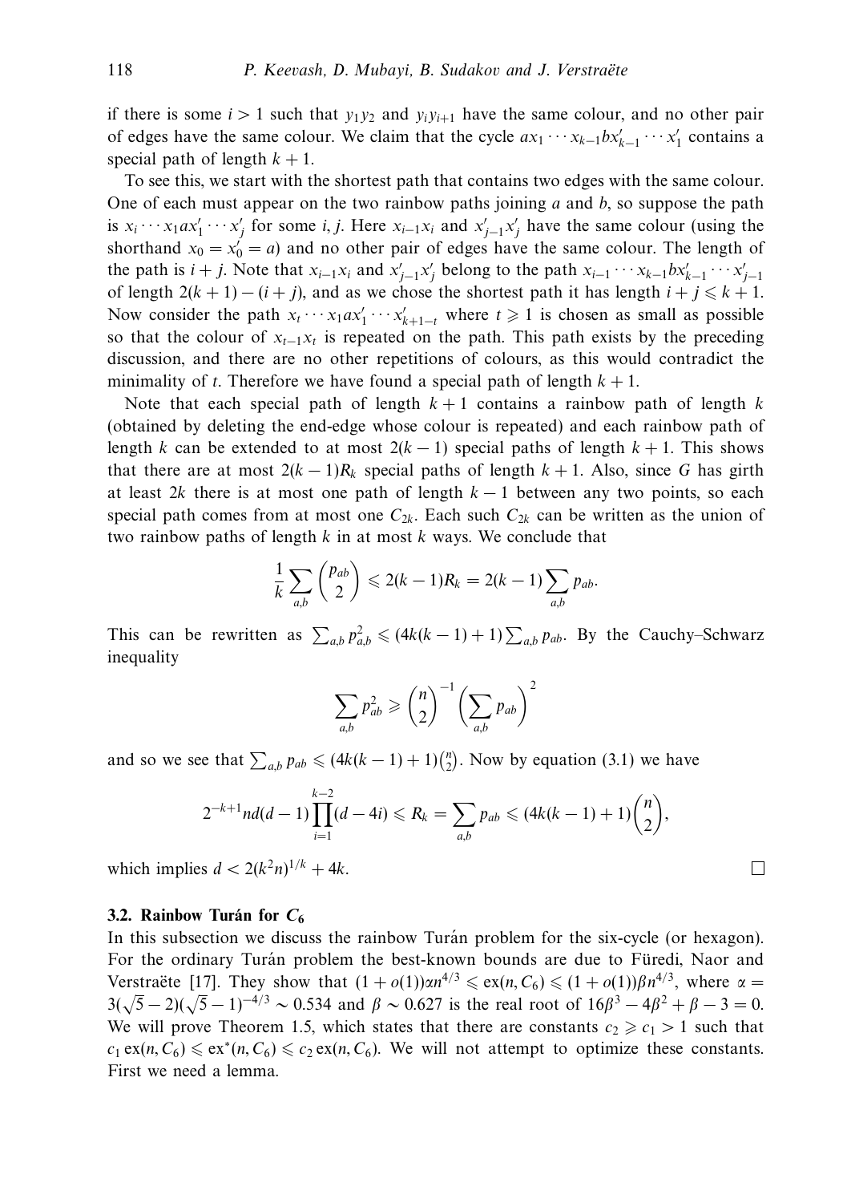if there is some $i > 1$ such that $y_1 y_2$ and $y_i y_{i+1}$ have the same colour, and no other pair of edges have the same colour. We claim that the cycle $ax_1 \cdots x_{k-1} b x'_{k-1} \cdots x'_1$ contains a special path of length $k+1$.

To see this, we start with the shortest path that contains two edges with the same colour. One of each must appear on the two rainbow paths joining $a$ and $b$, so suppose the path is $x_i \cdots x_1 a x'_1 \cdots x'_j$ for some $i, j$. Here $x_{i-1} x_i$ and $x'_{j-1} x'_j$ have the same colour (using the shorthand $x_0 = x'_0 = a$) and no other pair of edges have the same colour. The length of the path is $i + j$. Note that $x_{i-1} x_i$ and $x'_{j-1} x'_j$ belong to the path $x_{i-1} \cdots x_{k-1} b x'_{k-1} \cdots x'_{j-1}$ of length $2(k+1) - (i+j)$, and as we chose the shortest path it has length $i + j \leqslant k+1$. Now consider the path $x_t \cdots x_1 a x'_1 \cdots x'_{k+1-t}$ where $t \geqslant 1$ is chosen as small as possible so that the colour of $x_{t-1} x_t$ is repeated on the path. This path exists by the preceding discussion, and there are no other repetitions of colours, as this would contradict the minimality of $t$. Therefore we have found a special path of length $k+1$.

Note that each special path of length $k+1$ contains a rainbow path of length $k$ (obtained by deleting the end-edge whose colour is repeated) and each rainbow path of length $k$ can be extended to at most $2(k-1)$ special paths of length $k+1$. This shows that there are at most $2(k-1)R_k$ special paths of length $k+1$. Also, since $G$ has girth at least $2k$ there is at most one path of length $k-1$ between any two points, so each special path comes from at most one $C_{2k}$. Each such $C_{2k}$ can be written as the union of two rainbow paths of length $k$ in at most $k$ ways. We conclude that

$$\frac{1}{k} \sum_{a,b} \binom{p_{ab}}{2} \leqslant 2(k-1)R_k = 2(k-1) \sum_{a,b} p_{ab}.$$

This can be rewritten as $\sum_{a,b} p_{a,b}^2 \leqslant (4k(k-1)+1) \sum_{a,b} p_{ab}$. By the Cauchy–Schwarz inequality

$$\sum_{a,b} p_{ab}^2 \geqslant \binom{n}{2}^{-1} \left( \sum_{a,b} p_{ab} \right)^2$$

and so we see that $\sum_{a,b} p_{ab} \leqslant (4k(k-1)+1)\binom{n}{2}$. Now by equation (3.1) we have

$$2^{-k+1} n d(d-1) \prod_{i=1}^{k-2} (d-4i) \leqslant R_k = \sum_{a,b} p_{ab} \leqslant (4k(k-1)+1) \binom{n}{2},$$

which implies $d < 2(k^2 n)^{1/k} + 4k$. □

### 3.2. Rainbow Turán for $C_6$

In this subsection we discuss the rainbow Turán problem for the six-cycle (or hexagon). For the ordinary Turán problem the best-known bounds are due to Füredi, Naor and Verstraëte [17]. They show that $(1+o(1))\alpha n^{4/3} \leqslant \mathrm{ex}(n, C_6) \leqslant (1+o(1))\beta n^{4/3}$, where $\alpha = 3(\sqrt{5}-2)(\sqrt{5}-1)^{-4/3} \sim 0.534$ and $\beta \sim 0.627$ is the real root of $16\beta^3 - 4\beta^2 + \beta - 3 = 0$. We will prove Theorem 1.5, which states that there are constants $c_2 \geqslant c_1 > 1$ such that $c_1 \,\mathrm{ex}(n, C_6) \leqslant \mathrm{ex}^*(n, C_6) \leqslant c_2 \,\mathrm{ex}(n, C_6)$. We will not attempt to optimize these constants. First we need a lemma.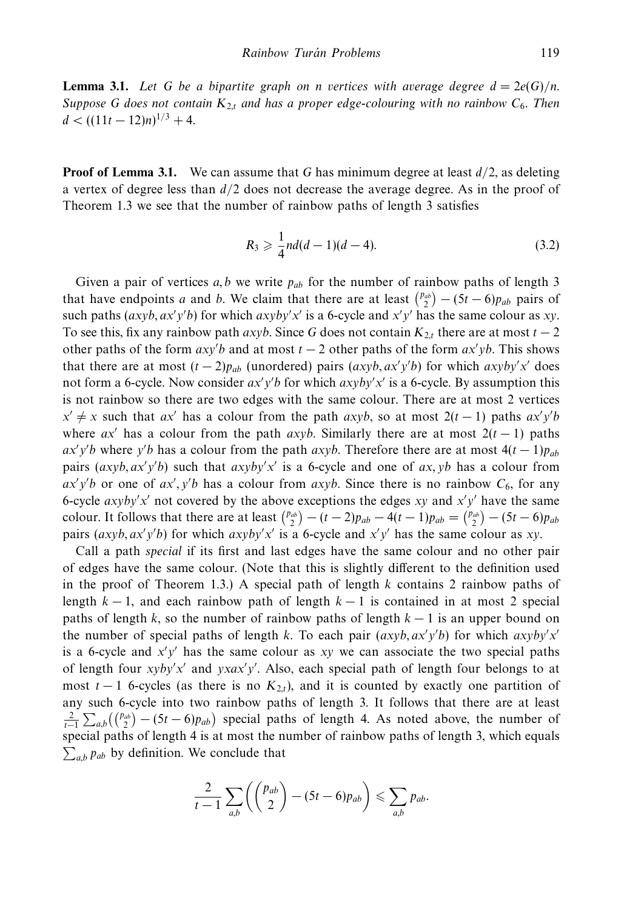**Lemma 3.1.** *Let $G$ be a bipartite graph on $n$ vertices with average degree $d = 2e(G)/n$. Suppose $G$ does not contain $K_{2,t}$ and has a proper edge-colouring with no rainbow $C_6$. Then $d < ((11t-12)n)^{1/3} + 4$.*

**Proof of Lemma 3.1.** We can assume that $G$ has minimum degree at least $d/2$, as deleting a vertex of degree less than $d/2$ does not decrease the average degree. As in the proof of Theorem 1.3 we see that the number of rainbow paths of length 3 satisfies

$$R_3 \geqslant \frac{1}{4}nd(d-1)(d-4). \tag{3.2}$$

Given a pair of vertices $a, b$ we write $p_{ab}$ for the number of rainbow paths of length 3 that have endpoints $a$ and $b$. We claim that there are at least $\binom{p_{ab}}{2} - (5t-6)p_{ab}$ pairs of such paths $(axyb, ax'y'b)$ for which $axyby'x'$ is a 6-cycle and $x'y'$ has the same colour as $xy$. To see this, fix any rainbow path $axyb$. Since $G$ does not contain $K_{2,t}$ there are at most $t-2$ other paths of the form $axy'b$ and at most $t-2$ other paths of the form $ax'yb$. This shows that there are at most $(t-2)p_{ab}$ (unordered) pairs $(axyb, ax'y'b)$ for which $axyby'x'$ does not form a 6-cycle. Now consider $ax'y'b$ for which $axyby'x'$ is a 6-cycle. By assumption this is not rainbow so there are two edges with the same colour. There are at most 2 vertices $x' \neq x$ such that $ax'$ has a colour from the path $axyb$, so at most $2(t-1)$ paths $ax'y'b$ where $ax'$ has a colour from the path $axyb$. Similarly there are at most $2(t-1)$ paths $ax'y'b$ where $y'b$ has a colour from the path $axyb$. Therefore there are at most $4(t-1)p_{ab}$ pairs $(axyb, ax'y'b)$ such that $axyby'x'$ is a 6-cycle and one of $ax, yb$ has a colour from $ax'y'b$ or one of $ax', y'b$ has a colour from $axyb$. Since there is no rainbow $C_6$, for any 6-cycle $axyby'x'$ not covered by the above exceptions the edges $xy$ and $x'y'$ have the same colour. It follows that there are at least $\binom{p_{ab}}{2} - (t-2)p_{ab} - 4(t-1)p_{ab} = \binom{p_{ab}}{2} - (5t-6)p_{ab}$ pairs $(axyb, ax'y'b)$ for which $axyby'x'$ is a 6-cycle and $x'y'$ has the same colour as $xy$.

Call a path *special* if its first and last edges have the same colour and no other pair of edges have the same colour. (Note that this is slightly different to the definition used in the proof of Theorem 1.3.) A special path of length $k$ contains 2 rainbow paths of length $k-1$, and each rainbow path of length $k-1$ is contained in at most 2 special paths of length $k$, so the number of rainbow paths of length $k-1$ is an upper bound on the number of special paths of length $k$. To each pair $(axyb, ax'y'b)$ for which $axyby'x'$ is a 6-cycle and $x'y'$ has the same colour as $xy$ we can associate the two special paths of length four $xyby'x'$ and $yxax'y'$. Also, each special path of length four belongs to at most $t-1$ 6-cycles (as there is no $K_{2,t}$), and it is counted by exactly one partition of any such 6-cycle into two rainbow paths of length 3. It follows that there are at least $\frac{2}{t-1}\sum_{a,b}\left(\binom{p_{ab}}{2} - (5t-6)p_{ab}\right)$ special paths of length 4. As noted above, the number of special paths of length 4 is at most the number of rainbow paths of length 3, which equals $\sum_{a,b} p_{ab}$ by definition. We conclude that

$$\frac{2}{t-1}\sum_{a,b}\left(\binom{p_{ab}}{2} - (5t-6)p_{ab}\right) \leqslant \sum_{a,b} p_{ab}.$$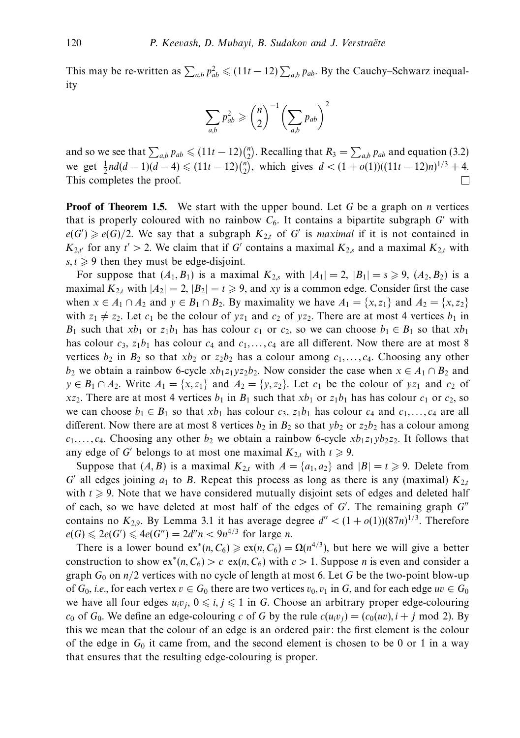This may be re-written as $\sum_{a,b} p_{ab}^2 \leqslant (11t-12)\sum_{a,b} p_{ab}$. By the Cauchy–Schwarz inequality

$$\sum_{a,b} p_{ab}^2 \geqslant \binom{n}{2}^{-1} \left(\sum_{a,b} p_{ab}\right)^2$$

and so we see that $\sum_{a,b} p_{ab} \leqslant (11t-12)\binom{n}{2}$. Recalling that $R_3 = \sum_{a,b} p_{ab}$ and equation (3.2) we get $\frac{1}{2}nd(d-1)(d-4) \leqslant (11t-12)\binom{n}{2}$, which gives $d < (1+o(1))((11t-12)n)^{1/3} + 4$. This completes the proof. $\square$

**Proof of Theorem 1.5.** We start with the upper bound. Let $G$ be a graph on $n$ vertices that is properly coloured with no rainbow $C_6$. It contains a bipartite subgraph $G'$ with $e(G') \geqslant e(G)/2$. We say that a subgraph $K_{2,t}$ of $G'$ is *maximal* if it is not contained in $K_{2,t'}$ for any $t' > 2$. We claim that if $G'$ contains a maximal $K_{2,s}$ and a maximal $K_{2,t}$ with $s, t \geqslant 9$ then they must be edge-disjoint.

For suppose that $(A_1, B_1)$ is a maximal $K_{2,s}$ with $|A_1| = 2$, $|B_1| = s \geqslant 9$, $(A_2, B_2)$ is a maximal $K_{2,t}$ with $|A_2| = 2$, $|B_2| = t \geqslant 9$, and $xy$ is a common edge. Consider first the case when $x \in A_1 \cap A_2$ and $y \in B_1 \cap B_2$. By maximality we have $A_1 = \{x, z_1\}$ and $A_2 = \{x, z_2\}$ with $z_1 \neq z_2$. Let $c_1$ be the colour of $yz_1$ and $c_2$ of $yz_2$. There are at most 4 vertices $b_1$ in $B_1$ such that $xb_1$ or $z_1b_1$ has has colour $c_1$ or $c_2$, so we can choose $b_1 \in B_1$ so that $xb_1$ has colour $c_3$, $z_1b_1$ has colour $c_4$ and $c_1, \ldots, c_4$ are all different. Now there are at most 8 vertices $b_2$ in $B_2$ so that $xb_2$ or $z_2b_2$ has a colour among $c_1, \ldots, c_4$. Choosing any other $b_2$ we obtain a rainbow 6-cycle $xb_1z_1yz_2b_2$. Now consider the case when $x \in A_1 \cap B_2$ and $y \in B_1 \cap A_2$. Write $A_1 = \{x, z_1\}$ and $A_2 = \{y, z_2\}$. Let $c_1$ be the colour of $yz_1$ and $c_2$ of $xz_2$. There are at most 4 vertices $b_1$ in $B_1$ such that $xb_1$ or $z_1b_1$ has has colour $c_1$ or $c_2$, so we can choose $b_1 \in B_1$ so that $xb_1$ has colour $c_3$, $z_1b_1$ has colour $c_4$ and $c_1, \ldots, c_4$ are all different. Now there are at most 8 vertices $b_2$ in $B_2$ so that $yb_2$ or $z_2b_2$ has a colour among $c_1, \ldots, c_4$. Choosing any other $b_2$ we obtain a rainbow 6-cycle $xb_1z_1yb_2z_2$. It follows that any edge of $G'$ belongs to at most one maximal $K_{2,t}$ with $t \geqslant 9$.

Suppose that $(A, B)$ is a maximal $K_{2,t}$ with $A = \{a_1, a_2\}$ and $|B| = t \geqslant 9$. Delete from $G'$ all edges joining $a_1$ to $B$. Repeat this process as long as there is any (maximal) $K_{2,t}$ with $t \geqslant 9$. Note that we have considered mutually disjoint sets of edges and deleted half of each, so we have deleted at most half of the edges of $G'$. The remaining graph $G''$ contains no $K_{2,9}$. By Lemma 3.1 it has average degree $d'' < (1+o(1))(87n)^{1/3}$. Therefore $e(G) \leqslant 2e(G') \leqslant 4e(G'') = 2d''n < 9n^{4/3}$ for large $n$.

There is a lower bound $\mathrm{ex}^*(n, C_6) \geqslant \mathrm{ex}(n, C_6) = \Omega(n^{4/3})$, but here we will give a better construction to show $\mathrm{ex}^*(n, C_6) > c\ \mathrm{ex}(n, C_6)$ with $c > 1$. Suppose $n$ is even and consider a graph $G_0$ on $n/2$ vertices with no cycle of length at most 6. Let $G$ be the two-point blow-up of $G_0$, *i.e.*, for each vertex $v \in G_0$ there are two vertices $v_0, v_1$ in $G$, and for each edge $uv \in G_0$ we have all four edges $u_iv_j$, $0 \leqslant i, j \leqslant 1$ in $G$. Choose an arbitrary proper edge-colouring $c_0$ of $G_0$. We define an edge-colouring $c$ of $G$ by the rule $c(u_iv_j) = (c_0(uv), i + j \bmod 2)$. By this we mean that the colour of an edge is an ordered pair: the first element is the colour of the edge in $G_0$ it came from, and the second element is chosen to be 0 or 1 in a way that ensures that the resulting edge-colouring is proper.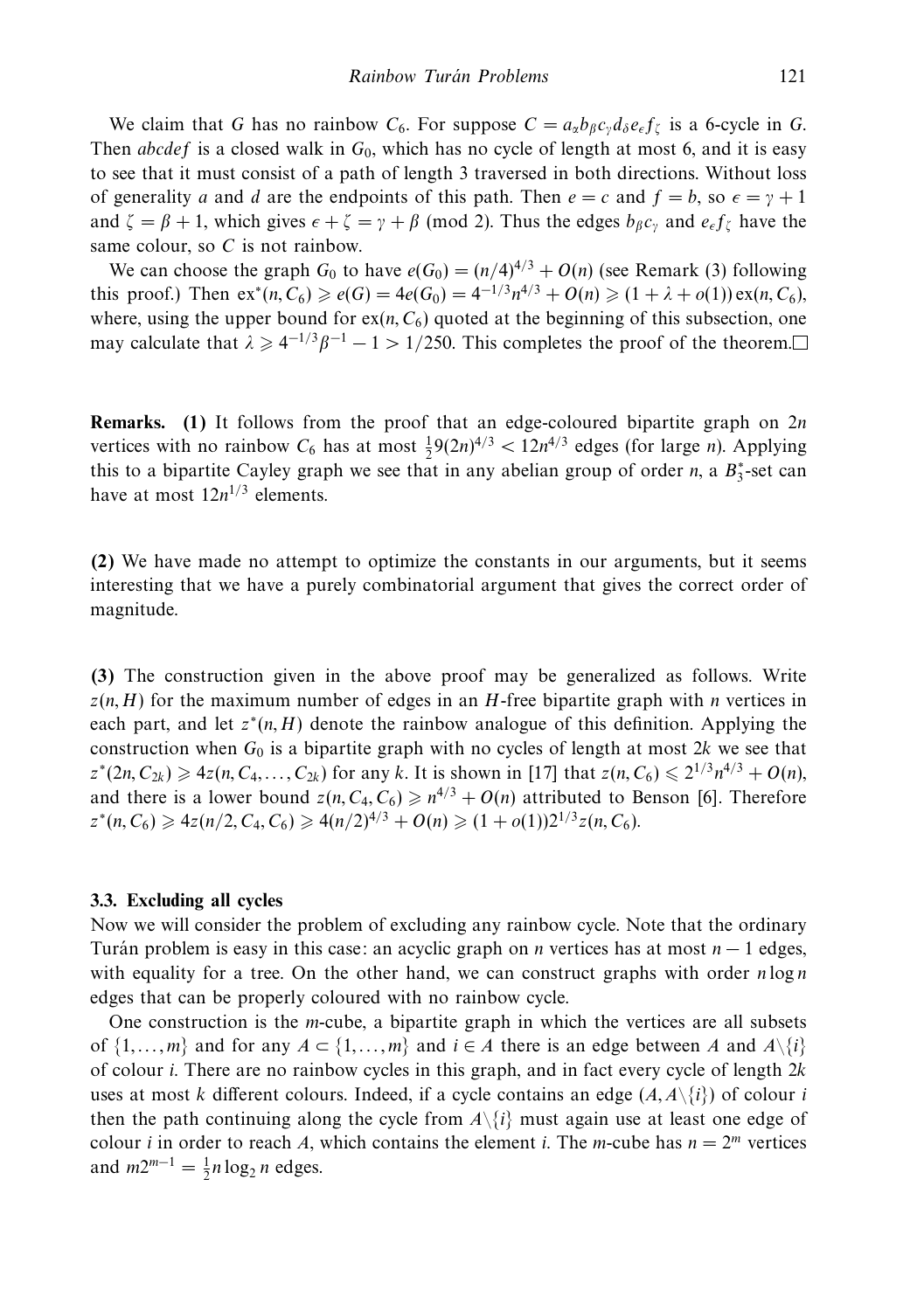We claim that $G$ has no rainbow $C_6$. For suppose $C = a_\alpha b_\beta c_\gamma d_\delta e_\epsilon f_\zeta$ is a 6-cycle in $G$. Then $abcdef$ is a closed walk in $G_0$, which has no cycle of length at most 6, and it is easy to see that it must consist of a path of length 3 traversed in both directions. Without loss of generality $a$ and $d$ are the endpoints of this path. Then $e = c$ and $f = b$, so $\epsilon = \gamma + 1$ and $\zeta = \beta + 1$, which gives $\epsilon + \zeta = \gamma + \beta \pmod 2$. Thus the edges $b_\beta c_\gamma$ and $e_\epsilon f_\zeta$ have the same colour, so $C$ is not rainbow.

We can choose the graph $G_0$ to have $e(G_0) = (n/4)^{4/3} + O(n)$ (see Remark (3) following this proof.) Then $\mathrm{ex}^*(n, C_6) \geqslant e(G) = 4e(G_0) = 4^{-1/3}n^{4/3} + O(n) \geqslant (1 + \lambda + o(1))\,\mathrm{ex}(n, C_6)$, where, using the upper bound for $\mathrm{ex}(n, C_6)$ quoted at the beginning of this subsection, one may calculate that $\lambda \geqslant 4^{-1/3}\beta^{-1} - 1 > 1/250$. This completes the proof of the theorem. □

**Remarks.** **(1)** It follows from the proof that an edge-coloured bipartite graph on $2n$ vertices with no rainbow $C_6$ has at most $\frac{1}{2}9(2n)^{4/3} < 12n^{4/3}$ edges (for large $n$). Applying this to a bipartite Cayley graph we see that in any abelian group of order $n$, a $B_3^*$-set can have at most $12n^{1/3}$ elements.

**(2)** We have made no attempt to optimize the constants in our arguments, but it seems interesting that we have a purely combinatorial argument that gives the correct order of magnitude.

**(3)** The construction given in the above proof may be generalized as follows. Write $z(n, H)$ for the maximum number of edges in an $H$-free bipartite graph with $n$ vertices in each part, and let $z^*(n, H)$ denote the rainbow analogue of this definition. Applying the construction when $G_0$ is a bipartite graph with no cycles of length at most $2k$ we see that $z^*(2n, C_{2k}) \geqslant 4z(n, C_4, \ldots, C_{2k})$ for any $k$. It is shown in [17] that $z(n, C_6) \leqslant 2^{1/3}n^{4/3} + O(n)$, and there is a lower bound $z(n, C_4, C_6) \geqslant n^{4/3} + O(n)$ attributed to Benson [6]. Therefore $z^*(n, C_6) \geqslant 4z(n/2, C_4, C_6) \geqslant 4(n/2)^{4/3} + O(n) \geqslant (1 + o(1))2^{1/3}z(n, C_6)$.

### 3.3. Excluding all cycles

Now we will consider the problem of excluding any rainbow cycle. Note that the ordinary Turán problem is easy in this case: an acyclic graph on $n$ vertices has at most $n - 1$ edges, with equality for a tree. On the other hand, we can construct graphs with order $n \log n$ edges that can be properly coloured with no rainbow cycle.

One construction is the $m$-cube, a bipartite graph in which the vertices are all subsets of $\{1, \ldots, m\}$ and for any $A \subset \{1, \ldots, m\}$ and $i \in A$ there is an edge between $A$ and $A \backslash \{i\}$ of colour $i$. There are no rainbow cycles in this graph, and in fact every cycle of length $2k$ uses at most $k$ different colours. Indeed, if a cycle contains an edge $(A, A\backslash\{i\})$ of colour $i$ then the path continuing along the cycle from $A\backslash\{i\}$ must again use at least one edge of colour $i$ in order to reach $A$, which contains the element $i$. The $m$-cube has $n = 2^m$ vertices and $m2^{m-1} = \frac{1}{2}n \log_2 n$ edges.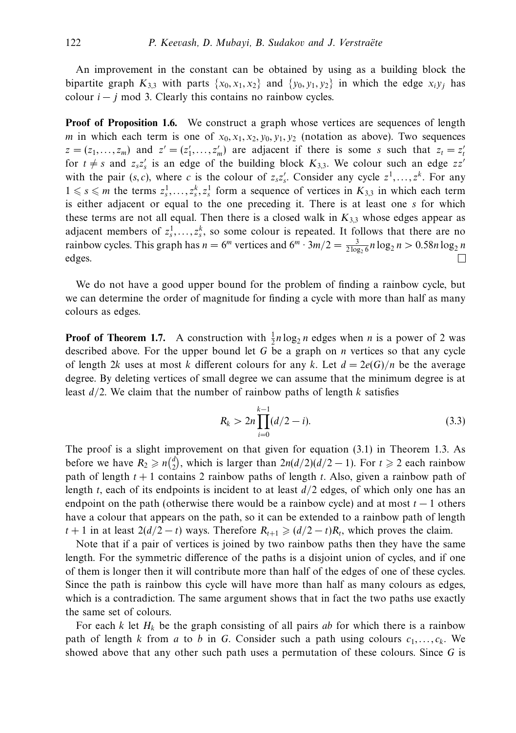An improvement in the constant can be obtained by using as a building block the bipartite graph $K_{3,3}$ with parts $\{x_0, x_1, x_2\}$ and $\{y_0, y_1, y_2\}$ in which the edge $x_i y_j$ has colour $i - j \bmod 3$. Clearly this contains no rainbow cycles.

**Proof of Proposition 1.6.** We construct a graph whose vertices are sequences of length $m$ in which each term is one of $x_0, x_1, x_2, y_0, y_1, y_2$ (notation as above). Two sequences $z = (z_1, \ldots, z_m)$ and $z' = (z'_1, \ldots, z'_m)$ are adjacent if there is some $s$ such that $z_t = z'_t$ for $t \neq s$ and $z_s z'_s$ is an edge of the building block $K_{3,3}$. We colour such an edge $zz'$ with the pair $(s, c)$, where $c$ is the colour of $z_s z'_s$. Consider any cycle $z^1, \ldots, z^k$. For any $1 \leqslant s \leqslant m$ the terms $z^1_s, \ldots, z^k_s, z^1_s$ form a sequence of vertices in $K_{3,3}$ in which each term is either adjacent or equal to the one preceding it. There is at least one $s$ for which these terms are not all equal. Then there is a closed walk in $K_{3,3}$ whose edges appear as adjacent members of $z^1_s, \ldots, z^k_s$, so some colour is repeated. It follows that there are no rainbow cycles. This graph has $n = 6^m$ vertices and $6^m \cdot 3m/2 = \frac{3}{2\log_2 6} n \log_2 n > 0.58 n \log_2 n$ edges. $\square$

We do not have a good upper bound for the problem of finding a rainbow cycle, but we can determine the order of magnitude for finding a cycle with more than half as many colours as edges.

**Proof of Theorem 1.7.** A construction with $\frac{1}{2} n \log_2 n$ edges when $n$ is a power of 2 was described above. For the upper bound let $G$ be a graph on $n$ vertices so that any cycle of length $2k$ uses at most $k$ different colours for any $k$. Let $d = 2e(G)/n$ be the average degree. By deleting vertices of small degree we can assume that the minimum degree is at least $d/2$. We claim that the number of rainbow paths of length $k$ satisfies

$$R_k > 2n \prod_{i=0}^{k-1} (d/2 - i). \tag{3.3}$$

The proof is a slight improvement on that given for equation (3.1) in Theorem 1.3. As before we have $R_2 \geqslant n\binom{d}{2}$, which is larger than $2n(d/2)(d/2 - 1)$. For $t \geqslant 2$ each rainbow path of length $t + 1$ contains 2 rainbow paths of length $t$. Also, given a rainbow path of length $t$, each of its endpoints is incident to at least $d/2$ edges, of which only one has an endpoint on the path (otherwise there would be a rainbow cycle) and at most $t - 1$ others have a colour that appears on the path, so it can be extended to a rainbow path of length $t + 1$ in at least $2(d/2 - t)$ ways. Therefore $R_{t+1} \geqslant (d/2 - t) R_t$, which proves the claim.

Note that if a pair of vertices is joined by two rainbow paths then they have the same length. For the symmetric difference of the paths is a disjoint union of cycles, and if one of them is longer then it will contribute more than half of the edges of one of these cycles. Since the path is rainbow this cycle will have more than half as many colours as edges, which is a contradiction. The same argument shows that in fact the two paths use exactly the same set of colours.

For each $k$ let $H_k$ be the graph consisting of all pairs $ab$ for which there is a rainbow path of length $k$ from $a$ to $b$ in $G$. Consider such a path using colours $c_1, \ldots, c_k$. We showed above that any other such path uses a permutation of these colours. Since $G$ is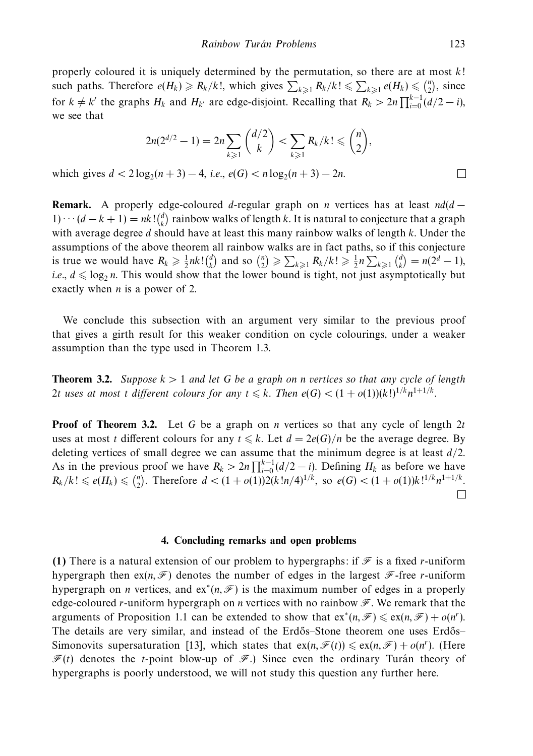properly coloured it is uniquely determined by the permutation, so there are at most $k!$ such paths. Therefore $e(H_k) \geqslant R_k/k!$, which gives $\sum_{k\geqslant 1} R_k/k! \leqslant \sum_{k\geqslant 1} e(H_k) \leqslant \binom{n}{2}$, since for $k \neq k'$ the graphs $H_k$ and $H_{k'}$ are edge-disjoint. Recalling that $R_k > 2n\prod_{i=0}^{k-1}(d/2 - i)$, we see that

$$2n(2^{d/2} - 1) = 2n\sum_{k\geqslant 1}\binom{d/2}{k} < \sum_{k\geqslant 1} R_k/k! \leqslant \binom{n}{2},$$

which gives $d < 2\log_2(n+3) - 4$, *i.e.*, $e(G) < n\log_2(n+3) - 2n$. □

**Remark.** A properly edge-coloured $d$-regular graph on $n$ vertices has at least $nd(d-1)\cdots(d-k+1) = nk!\binom{d}{k}$ rainbow walks of length $k$. It is natural to conjecture that a graph with average degree $d$ should have at least this many rainbow walks of length $k$. Under the assumptions of the above theorem all rainbow walks are in fact paths, so if this conjecture is true we would have $R_k \geqslant \frac{1}{2}nk!\binom{d}{k}$ and so $\binom{n}{2} \geqslant \sum_{k\geqslant 1} R_k/k! \geqslant \frac{1}{2}n\sum_{k\geqslant 1}\binom{d}{k} = n(2^d - 1)$, *i.e.*, $d \leqslant \log_2 n$. This would show that the lower bound is tight, not just asymptotically but exactly when $n$ is a power of 2.

We conclude this subsection with an argument very similar to the previous proof that gives a girth result for this weaker condition on cycle colourings, under a weaker assumption than the type used in Theorem 1.3.

**Theorem 3.2.** *Suppose $k > 1$ and let $G$ be a graph on $n$ vertices so that any cycle of length $2t$ uses at most $t$ different colours for any $t \leqslant k$. Then $e(G) < (1 + o(1))(k!)^{1/k}n^{1+1/k}$.*

**Proof of Theorem 3.2.** Let $G$ be a graph on $n$ vertices so that any cycle of length $2t$ uses at most $t$ different colours for any $t \leqslant k$. Let $d = 2e(G)/n$ be the average degree. By deleting vertices of small degree we can assume that the minimum degree is at least $d/2$. As in the previous proof we have $R_k > 2n\prod_{i=0}^{k-1}(d/2 - i)$. Defining $H_k$ as before we have $R_k/k! \leqslant e(H_k) \leqslant \binom{n}{2}$. Therefore $d < (1 + o(1))2(k!n/4)^{1/k}$, so $e(G) < (1 + o(1))k!^{1/k}n^{1+1/k}$. □

## 4. Concluding remarks and open problems

**(1)** There is a natural extension of our problem to hypergraphs: if $\mathscr{F}$ is a fixed $r$-uniform hypergraph then $\mathrm{ex}(n, \mathscr{F})$ denotes the number of edges in the largest $\mathscr{F}$-free $r$-uniform hypergraph on $n$ vertices, and $\mathrm{ex}^*(n, \mathscr{F})$ is the maximum number of edges in a properly edge-coloured $r$-uniform hypergraph on $n$ vertices with no rainbow $\mathscr{F}$. We remark that the arguments of Proposition 1.1 can be extended to show that $\mathrm{ex}^*(n, \mathscr{F}) \leqslant \mathrm{ex}(n, \mathscr{F}) + o(n^r)$. The details are very similar, and instead of the Erdős–Stone theorem one uses Erdős–Simonovits supersaturation [13], which states that $\mathrm{ex}(n, \mathscr{F}(t)) \leqslant \mathrm{ex}(n, \mathscr{F}) + o(n^r)$. (Here $\mathscr{F}(t)$ denotes the $t$-point blow-up of $\mathscr{F}$.) Since even the ordinary Turán theory of hypergraphs is poorly understood, we will not study this question any further here.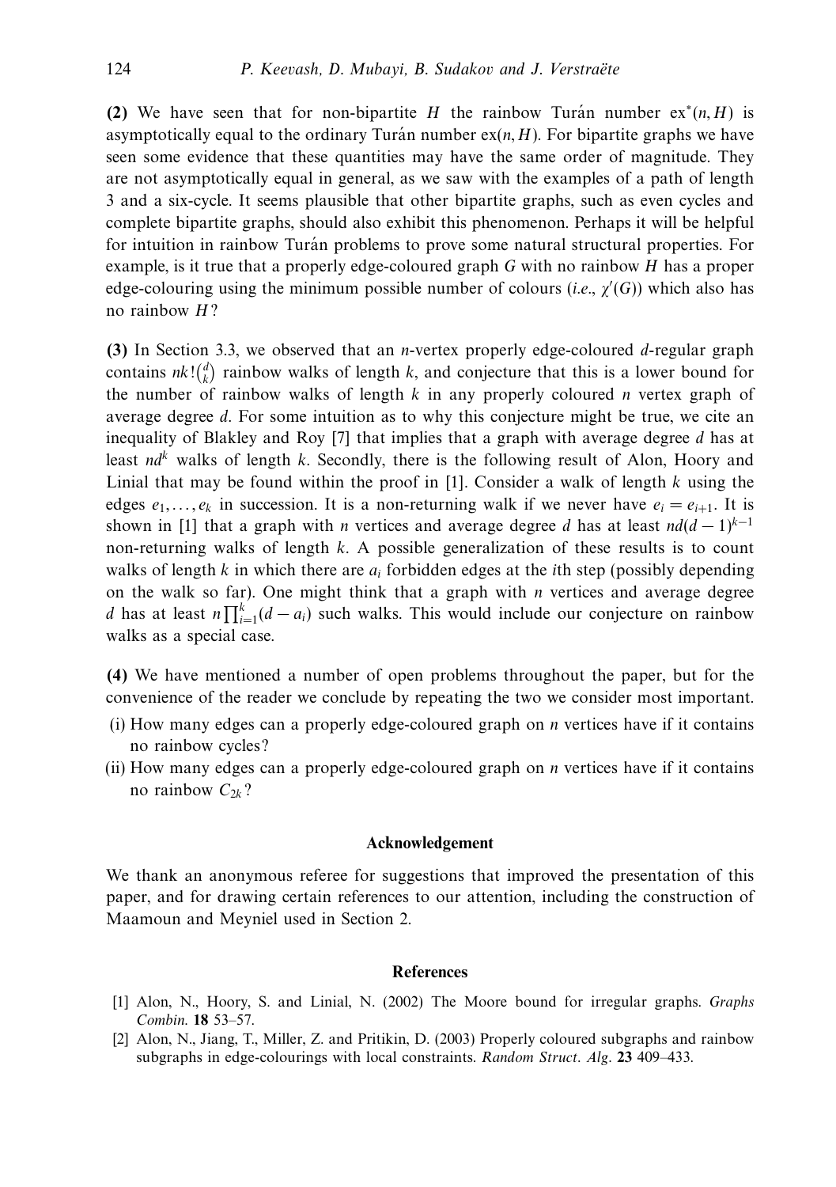**(2)** We have seen that for non-bipartite $H$ the rainbow Turán number $\mathrm{ex}^*(n, H)$ is asymptotically equal to the ordinary Turán number $\mathrm{ex}(n, H)$. For bipartite graphs we have seen some evidence that these quantities may have the same order of magnitude. They are not asymptotically equal in general, as we saw with the examples of a path of length 3 and a six-cycle. It seems plausible that other bipartite graphs, such as even cycles and complete bipartite graphs, should also exhibit this phenomenon. Perhaps it will be helpful for intuition in rainbow Turán problems to prove some natural structural properties. For example, is it true that a properly edge-coloured graph $G$ with no rainbow $H$ has a proper edge-colouring using the minimum possible number of colours (*i.e.*, $\chi'(G)$) which also has no rainbow $H$?

**(3)** In Section 3.3, we observed that an $n$-vertex properly edge-coloured $d$-regular graph contains $nk!\binom{d}{k}$ rainbow walks of length $k$, and conjecture that this is a lower bound for the number of rainbow walks of length $k$ in any properly coloured $n$ vertex graph of average degree $d$. For some intuition as to why this conjecture might be true, we cite an inequality of Blakley and Roy [7] that implies that a graph with average degree $d$ has at least $nd^k$ walks of length $k$. Secondly, there is the following result of Alon, Hoory and Linial that may be found within the proof in [1]. Consider a walk of length $k$ using the edges $e_1, \ldots, e_k$ in succession. It is a non-returning walk if we never have $e_i = e_{i+1}$. It is shown in [1] that a graph with $n$ vertices and average degree $d$ has at least $nd(d-1)^{k-1}$ non-returning walks of length $k$. A possible generalization of these results is to count walks of length $k$ in which there are $a_i$ forbidden edges at the $i$th step (possibly depending on the walk so far). One might think that a graph with $n$ vertices and average degree $d$ has at least $n\prod_{i=1}^{k}(d - a_i)$ such walks. This would include our conjecture on rainbow walks as a special case.

**(4)** We have mentioned a number of open problems throughout the paper, but for the convenience of the reader we conclude by repeating the two we consider most important.

(i) How many edges can a properly edge-coloured graph on $n$ vertices have if it contains no rainbow cycles?

(ii) How many edges can a properly edge-coloured graph on $n$ vertices have if it contains no rainbow $C_{2k}$?

## Acknowledgement

We thank an anonymous referee for suggestions that improved the presentation of this paper, and for drawing certain references to our attention, including the construction of Maamoun and Meyniel used in Section 2.

## References

[1] Alon, N., Hoory, S. and Linial, N. (2002) The Moore bound for irregular graphs. *Graphs Combin.* **18** 53–57.

[2] Alon, N., Jiang, T., Miller, Z. and Pritikin, D. (2003) Properly coloured subgraphs and rainbow subgraphs in edge-colourings with local constraints. *Random Struct. Alg.* **23** 409–433.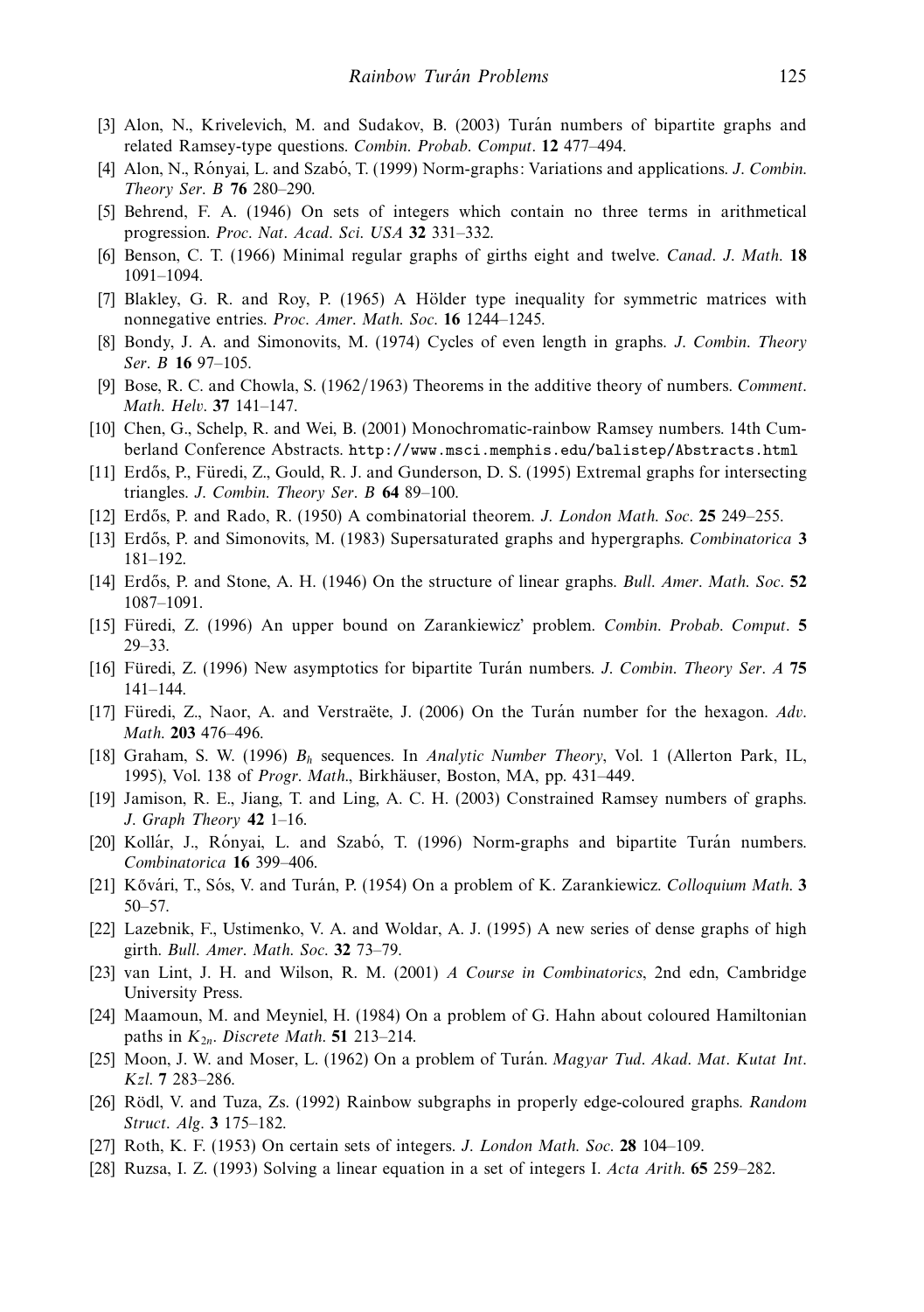[3] Alon, N., Krivelevich, M. and Sudakov, B. (2003) Turán numbers of bipartite graphs and related Ramsey-type questions. *Combin. Probab. Comput.* **12** 477–494.

[4] Alon, N., Rónyai, L. and Szabó, T. (1999) Norm-graphs: Variations and applications. *J. Combin. Theory Ser. B* **76** 280–290.

[5] Behrend, F. A. (1946) On sets of integers which contain no three terms in arithmetical progression. *Proc. Nat. Acad. Sci. USA* **32** 331–332.

[6] Benson, C. T. (1966) Minimal regular graphs of girths eight and twelve. *Canad. J. Math.* **18** 1091–1094.

[7] Blakley, G. R. and Roy, P. (1965) A Hölder type inequality for symmetric matrices with nonnegative entries. *Proc. Amer. Math. Soc.* **16** 1244–1245.

[8] Bondy, J. A. and Simonovits, M. (1974) Cycles of even length in graphs. *J. Combin. Theory Ser. B* **16** 97–105.

[9] Bose, R. C. and Chowla, S. (1962/1963) Theorems in the additive theory of numbers. *Comment. Math. Helv.* **37** 141–147.

[10] Chen, G., Schelp, R. and Wei, B. (2001) Monochromatic-rainbow Ramsey numbers. 14th Cumberland Conference Abstracts. `http://www.msci.memphis.edu/balistep/Abstracts.html`

[11] Erdős, P., Füredi, Z., Gould, R. J. and Gunderson, D. S. (1995) Extremal graphs for intersecting triangles. *J. Combin. Theory Ser. B* **64** 89–100.

[12] Erdős, P. and Rado, R. (1950) A combinatorial theorem. *J. London Math. Soc.* **25** 249–255.

[13] Erdős, P. and Simonovits, M. (1983) Supersaturated graphs and hypergraphs. *Combinatorica* **3** 181–192.

[14] Erdős, P. and Stone, A. H. (1946) On the structure of linear graphs. *Bull. Amer. Math. Soc.* **52** 1087–1091.

[15] Füredi, Z. (1996) An upper bound on Zarankiewicz' problem. *Combin. Probab. Comput.* **5** 29–33.

[16] Füredi, Z. (1996) New asymptotics for bipartite Turán numbers. *J. Combin. Theory Ser. A* **75** 141–144.

[17] Füredi, Z., Naor, A. and Verstraëte, J. (2006) On the Turán number for the hexagon. *Adv. Math.* **203** 476–496.

[18] Graham, S. W. (1996) $B_h$ sequences. In *Analytic Number Theory*, Vol. 1 (Allerton Park, IL, 1995), Vol. 138 of *Progr. Math.*, Birkhäuser, Boston, MA, pp. 431–449.

[19] Jamison, R. E., Jiang, T. and Ling, A. C. H. (2003) Constrained Ramsey numbers of graphs. *J. Graph Theory* **42** 1–16.

[20] Kollár, J., Rónyai, L. and Szabó, T. (1996) Norm-graphs and bipartite Turán numbers. *Combinatorica* **16** 399–406.

[21] Kővári, T., Sós, V. and Turán, P. (1954) On a problem of K. Zarankiewicz. *Colloquium Math.* **3** 50–57.

[22] Lazebnik, F., Ustimenko, V. A. and Woldar, A. J. (1995) A new series of dense graphs of high girth. *Bull. Amer. Math. Soc.* **32** 73–79.

[23] van Lint, J. H. and Wilson, R. M. (2001) *A Course in Combinatorics*, 2nd edn, Cambridge University Press.

[24] Maamoun, M. and Meyniel, H. (1984) On a problem of G. Hahn about coloured Hamiltonian paths in $K_{2n}$. *Discrete Math.* **51** 213–214.

[25] Moon, J. W. and Moser, L. (1962) On a problem of Turán. *Magyar Tud. Akad. Mat. Kutat Int. Kzl.* **7** 283–286.

[26] Rödl, V. and Tuza, Zs. (1992) Rainbow subgraphs in properly edge-coloured graphs. *Random Struct. Alg.* **3** 175–182.

[27] Roth, K. F. (1953) On certain sets of integers. *J. London Math. Soc.* **28** 104–109.

[28] Ruzsa, I. Z. (1993) Solving a linear equation in a set of integers I. *Acta Arith.* **65** 259–282.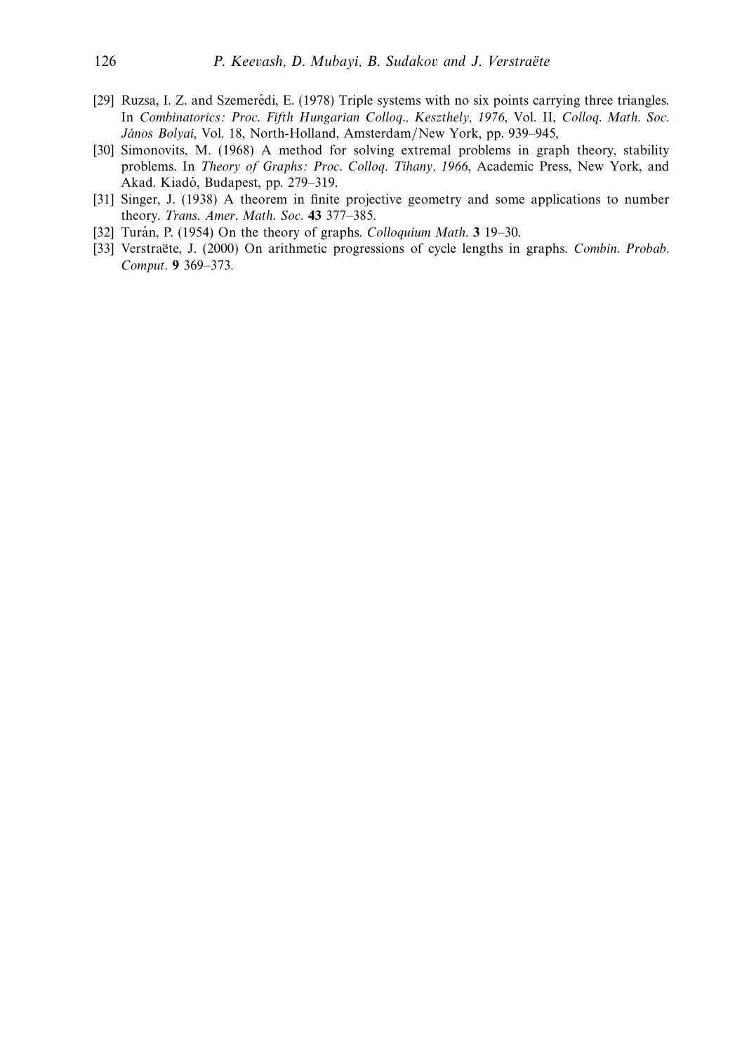[29] Ruzsa, I. Z. and Szemerédi, E. (1978) Triple systems with no six points carrying three triangles. In *Combinatorics: Proc. Fifth Hungarian Colloq., Keszthely, 1976*, Vol. II, *Colloq. Math. Soc. János Bolyai*, Vol. 18, North-Holland, Amsterdam/New York, pp. 939–945,

[30] Simonovits, M. (1968) A method for solving extremal problems in graph theory, stability problems. In *Theory of Graphs: Proc. Colloq. Tihany, 1966*, Academic Press, New York, and Akad. Kiadó, Budapest, pp. 279–319.

[31] Singer, J. (1938) A theorem in finite projective geometry and some applications to number theory. *Trans. Amer. Math. Soc.* **43** 377–385.

[32] Turán, P. (1954) On the theory of graphs. *Colloquium Math.* **3** 19–30.

[33] Verstraëte, J. (2000) On arithmetic progressions of cycle lengths in graphs. *Combin. Probab. Comput.* **9** 369–373.